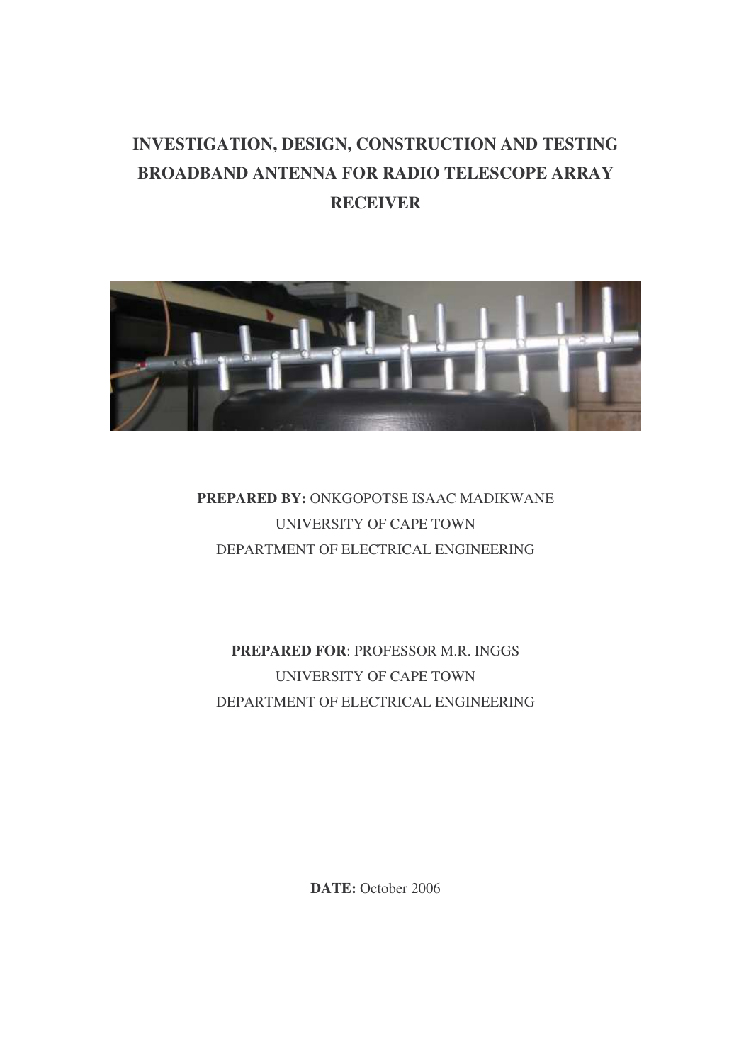# INVESTIGATION, DESIGN, CONSTRUCTION AND TESTING BROADBAND ANTENNA FOR RADIO TELESCOPE ARRAY RECEIVER

**PREPARED BY:** ONKGOPOTSE ISAAC MADIKWANE
UNIVERSITY OF CAPE TOWN
DEPARTMENT OF ELECTRICAL ENGINEERING

**PREPARED FOR**: PROFESSOR M.R. INGGS
UNIVERSITY OF CAPE TOWN
DEPARTMENT OF ELECTRICAL ENGINEERING

**DATE:** October 2006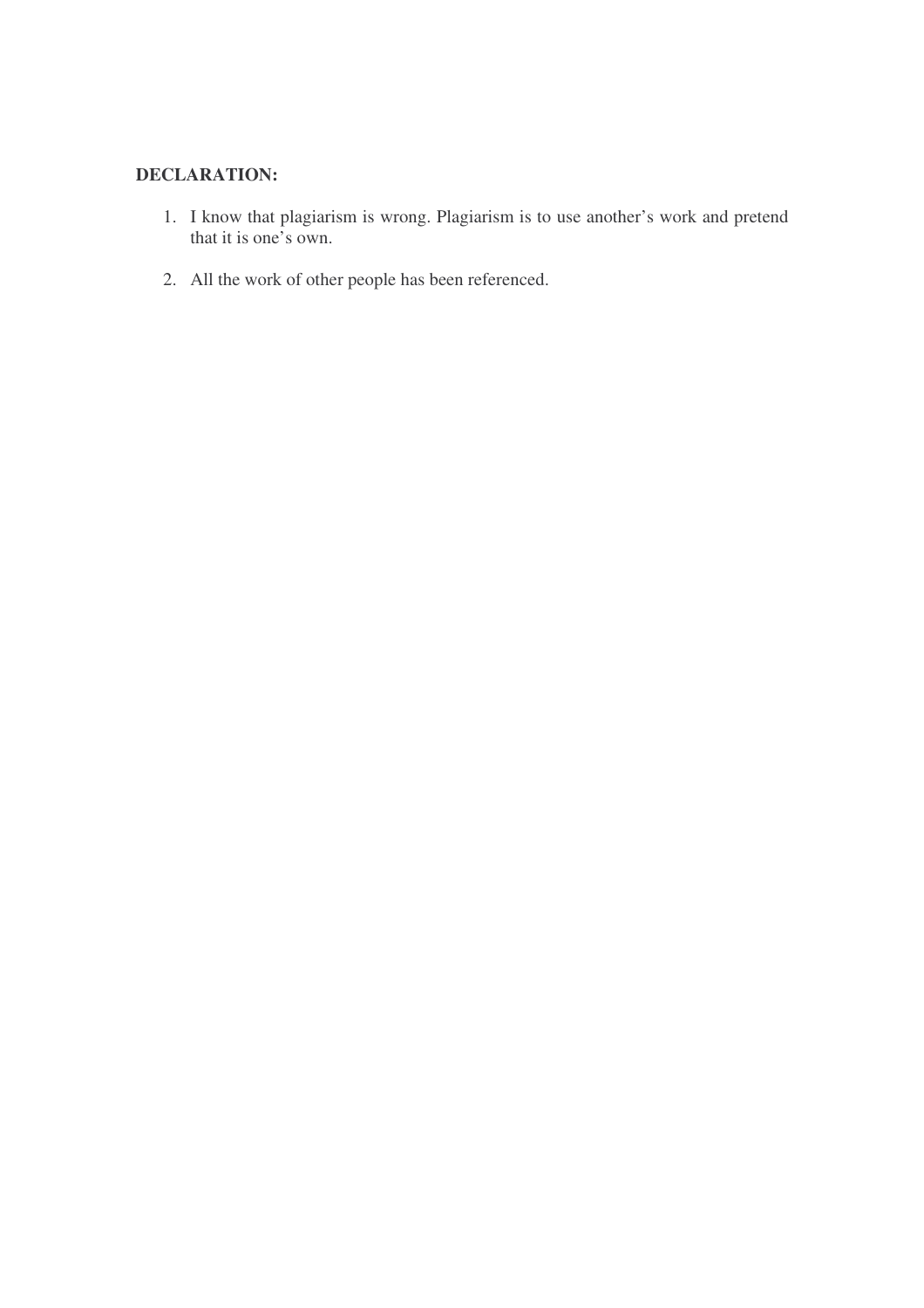**DECLARATION:**

1. I know that plagiarism is wrong. Plagiarism is to use another's work and pretend that it is one's own.

2. All the work of other people has been referenced.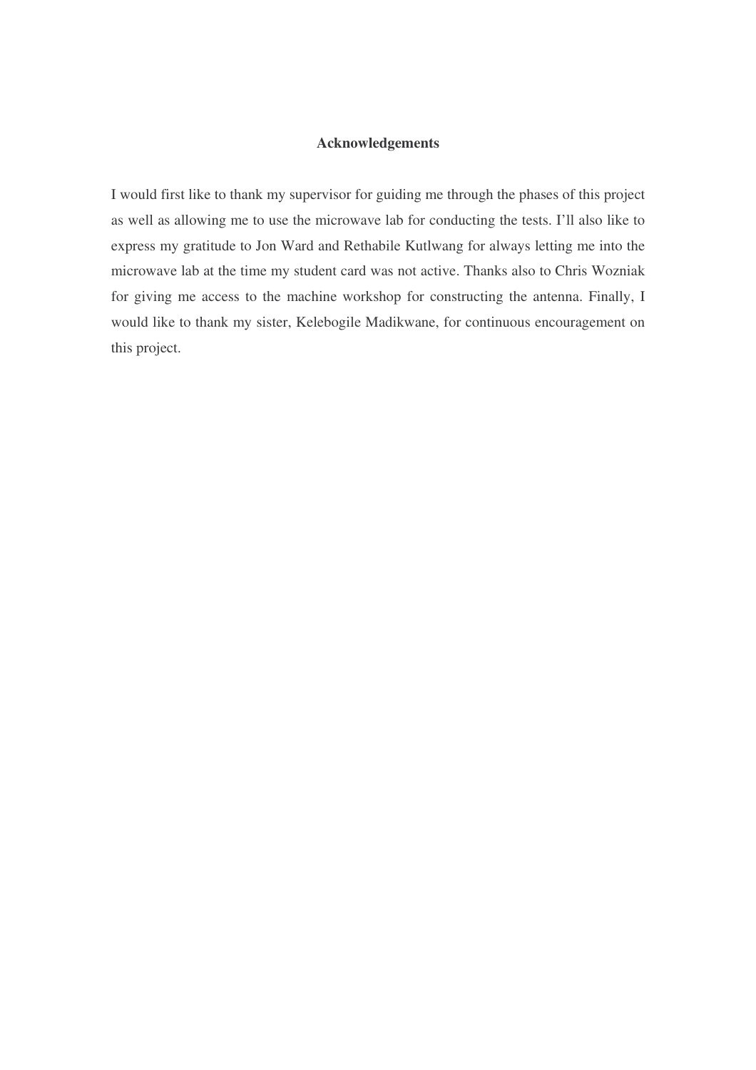# Acknowledgements

I would first like to thank my supervisor for guiding me through the phases of this project as well as allowing me to use the microwave lab for conducting the tests. I'll also like to express my gratitude to Jon Ward and Rethabile Kutlwang for always letting me into the microwave lab at the time my student card was not active. Thanks also to Chris Wozniak for giving me access to the machine workshop for constructing the antenna. Finally, I would like to thank my sister, Kelebogile Madikwane, for continuous encouragement on this project.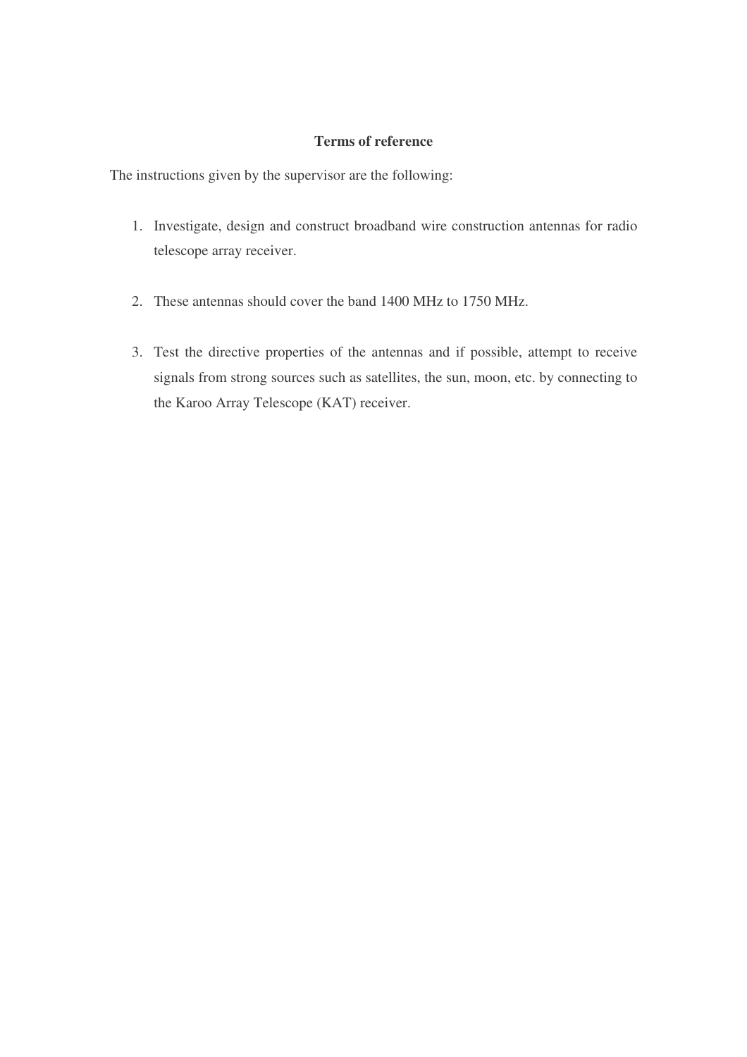## Terms of reference

The instructions given by the supervisor are the following:

1. Investigate, design and construct broadband wire construction antennas for radio telescope array receiver.

2. These antennas should cover the band 1400 MHz to 1750 MHz.

3. Test the directive properties of the antennas and if possible, attempt to receive signals from strong sources such as satellites, the sun, moon, etc. by connecting to the Karoo Array Telescope (KAT) receiver.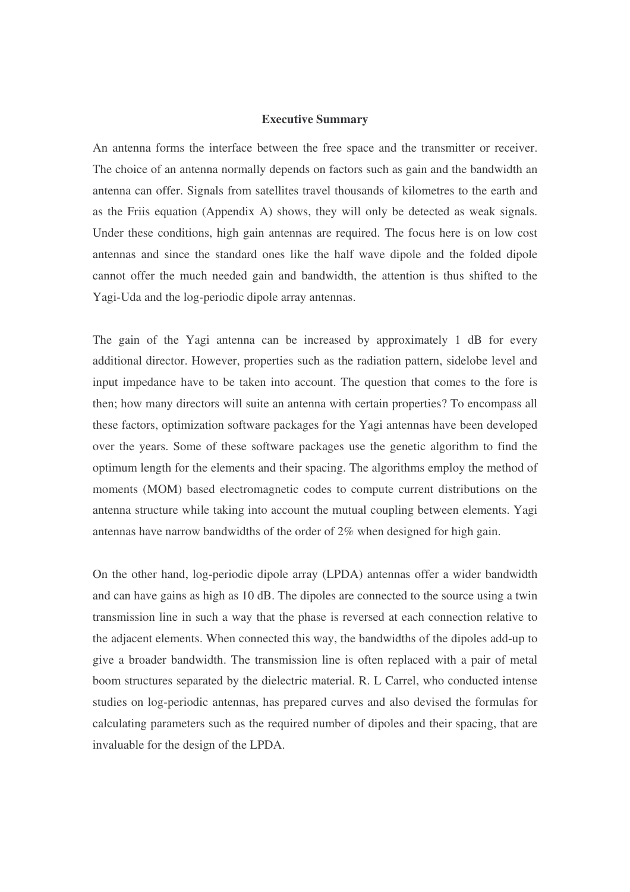## Executive Summary

An antenna forms the interface between the free space and the transmitter or receiver. The choice of an antenna normally depends on factors such as gain and the bandwidth an antenna can offer. Signals from satellites travel thousands of kilometres to the earth and as the Friis equation (Appendix A) shows, they will only be detected as weak signals. Under these conditions, high gain antennas are required. The focus here is on low cost antennas and since the standard ones like the half wave dipole and the folded dipole cannot offer the much needed gain and bandwidth, the attention is thus shifted to the Yagi-Uda and the log-periodic dipole array antennas.

The gain of the Yagi antenna can be increased by approximately 1 dB for every additional director. However, properties such as the radiation pattern, sidelobe level and input impedance have to be taken into account. The question that comes to the fore is then; how many directors will suite an antenna with certain properties? To encompass all these factors, optimization software packages for the Yagi antennas have been developed over the years. Some of these software packages use the genetic algorithm to find the optimum length for the elements and their spacing. The algorithms employ the method of moments (MOM) based electromagnetic codes to compute current distributions on the antenna structure while taking into account the mutual coupling between elements. Yagi antennas have narrow bandwidths of the order of 2% when designed for high gain.

On the other hand, log-periodic dipole array (LPDA) antennas offer a wider bandwidth and can have gains as high as 10 dB. The dipoles are connected to the source using a twin transmission line in such a way that the phase is reversed at each connection relative to the adjacent elements. When connected this way, the bandwidths of the dipoles add-up to give a broader bandwidth. The transmission line is often replaced with a pair of metal boom structures separated by the dielectric material. R. L Carrel, who conducted intense studies on log-periodic antennas, has prepared curves and also devised the formulas for calculating parameters such as the required number of dipoles and their spacing, that are invaluable for the design of the LPDA.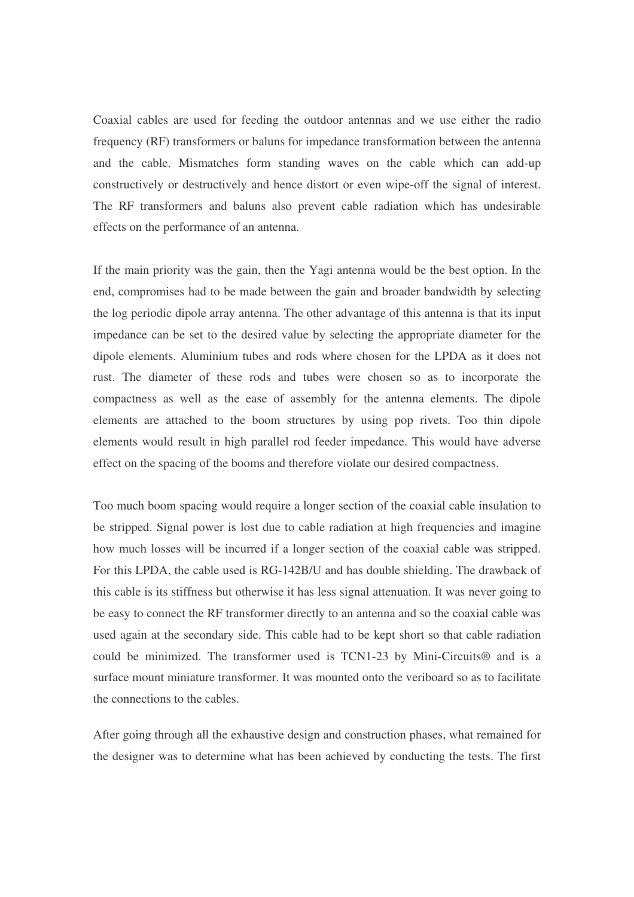Coaxial cables are used for feeding the outdoor antennas and we use either the radio frequency (RF) transformers or baluns for impedance transformation between the antenna and the cable. Mismatches form standing waves on the cable which can add-up constructively or destructively and hence distort or even wipe-off the signal of interest. The RF transformers and baluns also prevent cable radiation which has undesirable effects on the performance of an antenna.

If the main priority was the gain, then the Yagi antenna would be the best option. In the end, compromises had to be made between the gain and broader bandwidth by selecting the log periodic dipole array antenna. The other advantage of this antenna is that its input impedance can be set to the desired value by selecting the appropriate diameter for the dipole elements. Aluminium tubes and rods where chosen for the LPDA as it does not rust. The diameter of these rods and tubes were chosen so as to incorporate the compactness as well as the ease of assembly for the antenna elements. The dipole elements are attached to the boom structures by using pop rivets. Too thin dipole elements would result in high parallel rod feeder impedance. This would have adverse effect on the spacing of the booms and therefore violate our desired compactness.

Too much boom spacing would require a longer section of the coaxial cable insulation to be stripped. Signal power is lost due to cable radiation at high frequencies and imagine how much losses will be incurred if a longer section of the coaxial cable was stripped. For this LPDA, the cable used is RG-142B/U and has double shielding. The drawback of this cable is its stiffness but otherwise it has less signal attenuation. It was never going to be easy to connect the RF transformer directly to an antenna and so the coaxial cable was used again at the secondary side. This cable had to be kept short so that cable radiation could be minimized. The transformer used is TCN1-23 by Mini-Circuits® and is a surface mount miniature transformer. It was mounted onto the veriboard so as to facilitate the connections to the cables.

After going through all the exhaustive design and construction phases, what remained for the designer was to determine what has been achieved by conducting the tests. The first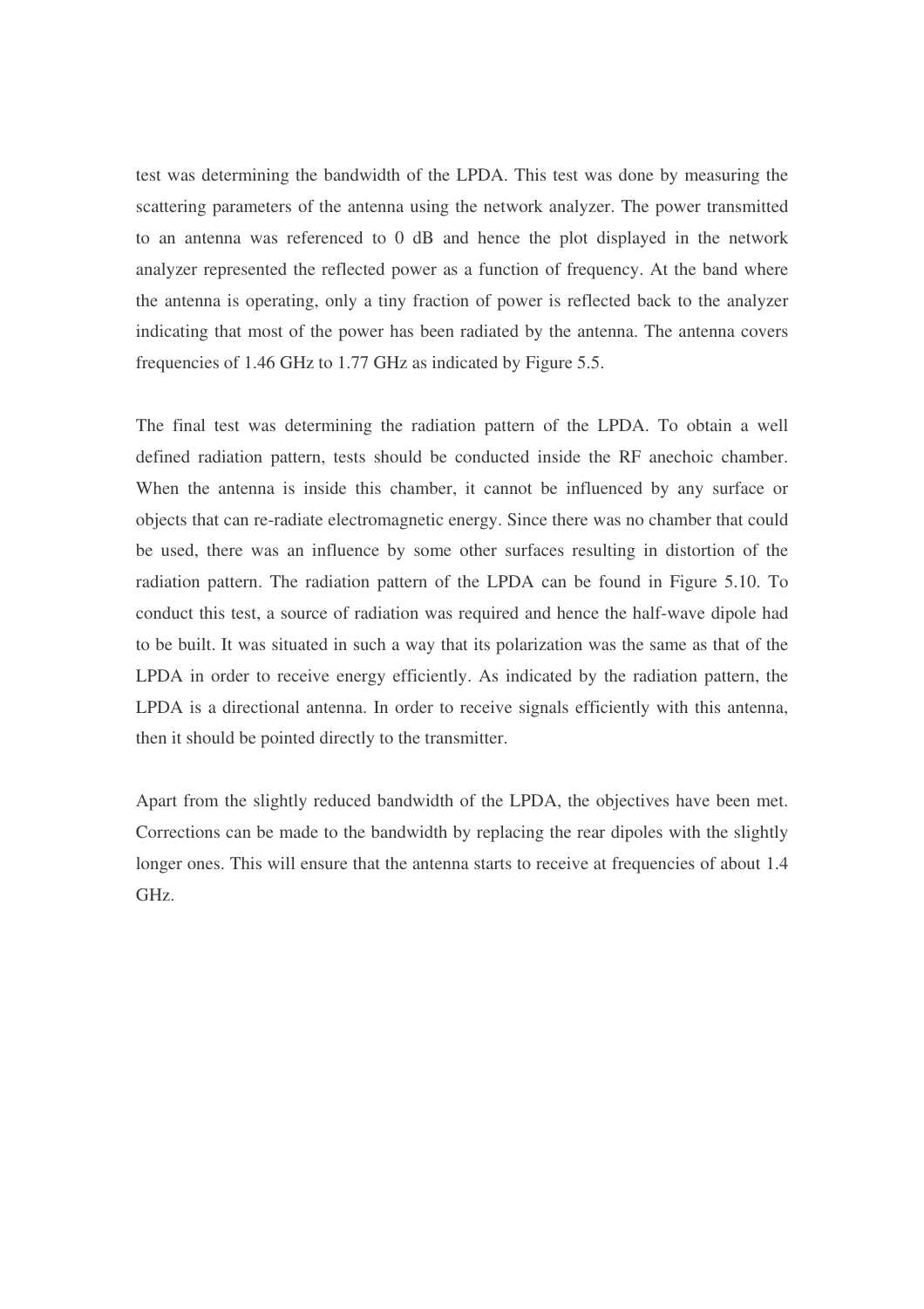test was determining the bandwidth of the LPDA. This test was done by measuring the scattering parameters of the antenna using the network analyzer. The power transmitted to an antenna was referenced to 0 dB and hence the plot displayed in the network analyzer represented the reflected power as a function of frequency. At the band where the antenna is operating, only a tiny fraction of power is reflected back to the analyzer indicating that most of the power has been radiated by the antenna. The antenna covers frequencies of 1.46 GHz to 1.77 GHz as indicated by Figure 5.5.

The final test was determining the radiation pattern of the LPDA. To obtain a well defined radiation pattern, tests should be conducted inside the RF anechoic chamber. When the antenna is inside this chamber, it cannot be influenced by any surface or objects that can re-radiate electromagnetic energy. Since there was no chamber that could be used, there was an influence by some other surfaces resulting in distortion of the radiation pattern. The radiation pattern of the LPDA can be found in Figure 5.10. To conduct this test, a source of radiation was required and hence the half-wave dipole had to be built. It was situated in such a way that its polarization was the same as that of the LPDA in order to receive energy efficiently. As indicated by the radiation pattern, the LPDA is a directional antenna. In order to receive signals efficiently with this antenna, then it should be pointed directly to the transmitter.

Apart from the slightly reduced bandwidth of the LPDA, the objectives have been met. Corrections can be made to the bandwidth by replacing the rear dipoles with the slightly longer ones. This will ensure that the antenna starts to receive at frequencies of about 1.4 GHz.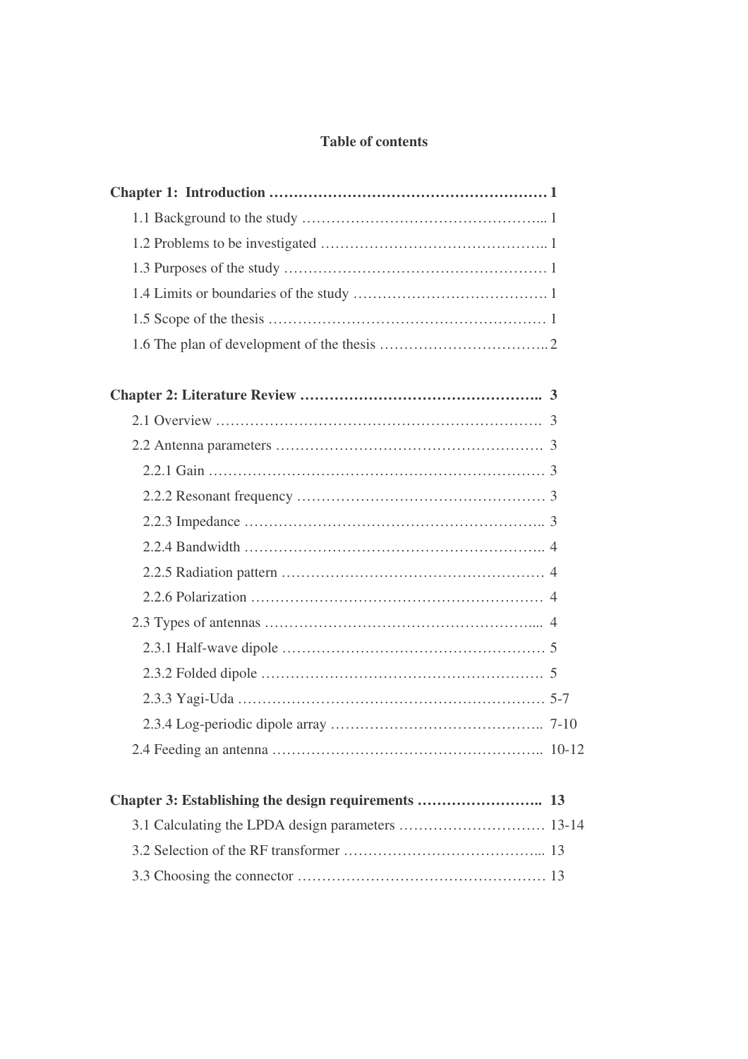**Table of contents**

**Chapter 1: Introduction ………………………………………………… 1**

1.1 Background to the study ………………………………………... 1

1.2 Problems to be investigated ……………………………………. 1

1.3 Purposes of the study …………………………………………… 1

1.4 Limits or boundaries of the study ……………………………… 1

1.5 Scope of the thesis ……………………………………………… 1

1.6 The plan of development of the thesis ………………………….. 2

**Chapter 2: Literature Review ………………………………………….. 3**

2.1 Overview ………………………………………………………. 3

2.2 Antenna parameters ……………………………………………. 3

2.2.1 Gain …………………………………………………………… 3

2.2.2 Resonant frequency …………………………………………… 3

2.2.3 Impedance …………………………………………………….. 3

2.2.4 Bandwidth …………………………………………………….. 4

2.2.5 Radiation pattern ……………………………………………… 4

2.2.6 Polarization …………………………………………………… 4

2.3 Types of antennas ……………………………………………..... 4

2.3.1 Half-wave dipole ……………………………………………… 5

2.3.2 Folded dipole …………………………………………………. 5

2.3.3 Yagi-Uda ……………………………………………………… 5-7

2.3.4 Log-periodic dipole array …………………………………….. 7-10

2.4 Feeding an antenna ……………………………………………... 10-12

**Chapter 3: Establishing the design requirements …………………….. 13**

3.1 Calculating the LPDA design parameters ………………………… 13-14

3.2 Selection of the RF transformer …………………………………... 13

3.3 Choosing the connector …………………………………………… 13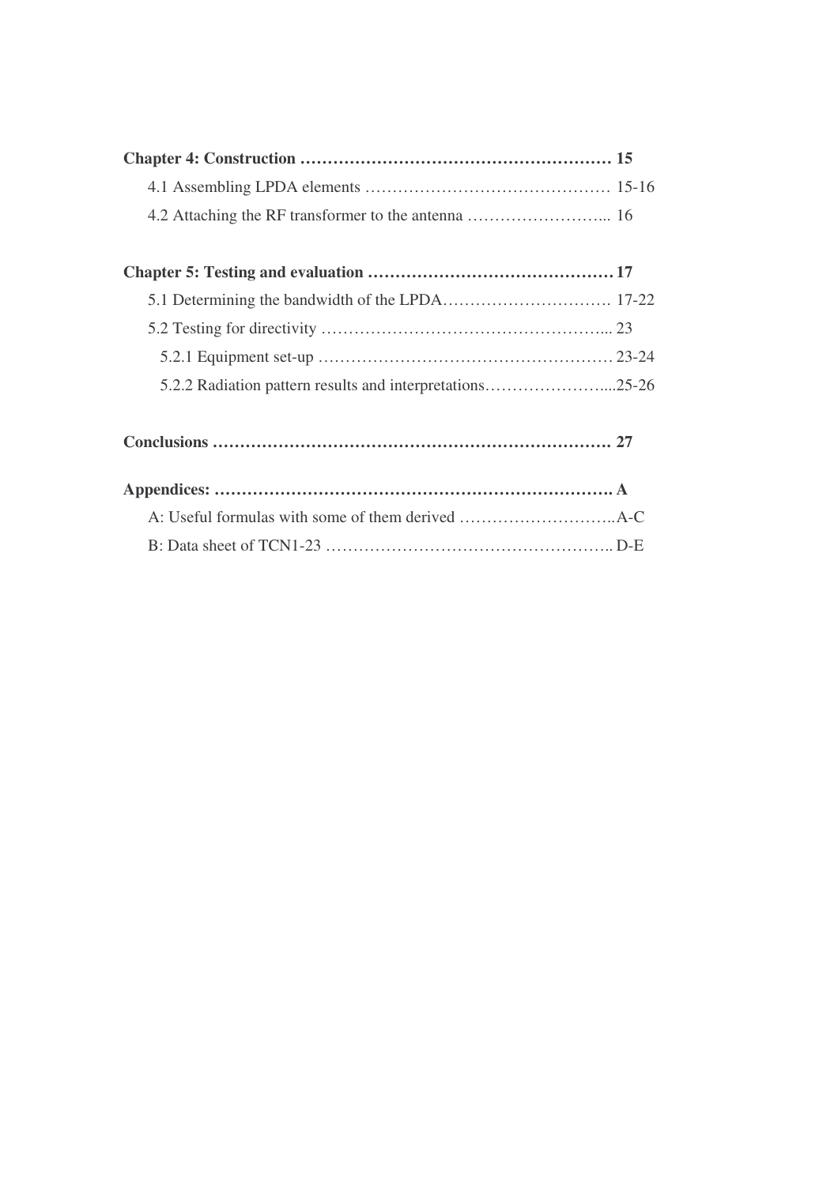**Chapter 4: Construction ………………………………………………… 15**

4.1 Assembling LPDA elements ……………………………………… 15-16

4.2 Attaching the RF transformer to the antenna ……………………... 16

**Chapter 5: Testing and evaluation ………………………………………17**

5.1 Determining the bandwidth of the LPDA…………………………. 17-22

5.2 Testing for directivity ……………………………………………... 23

5.2.1 Equipment set-up ……………………………………………… 23-24

5.2.2 Radiation pattern results and interpretations…………………...25-26

**Conclusions ………………………………………………………………. 27**

**Appendices: ……………………………………………………………. A**

A: Useful formulas with some of them derived ………………………..A-C

B: Data sheet of TCN1-23 …………………………………………….. D-E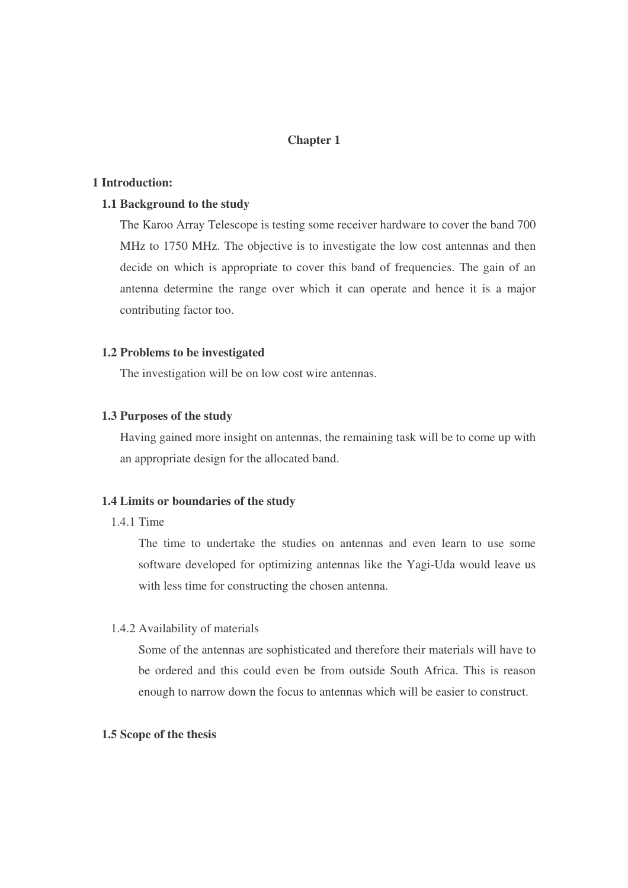# Chapter 1

## 1 Introduction:

### 1.1 Background to the study

The Karoo Array Telescope is testing some receiver hardware to cover the band 700 MHz to 1750 MHz. The objective is to investigate the low cost antennas and then decide on which is appropriate to cover this band of frequencies. The gain of an antenna determine the range over which it can operate and hence it is a major contributing factor too.

### 1.2 Problems to be investigated

The investigation will be on low cost wire antennas.

### 1.3 Purposes of the study

Having gained more insight on antennas, the remaining task will be to come up with an appropriate design for the allocated band.

### 1.4 Limits or boundaries of the study

#### 1.4.1 Time

The time to undertake the studies on antennas and even learn to use some software developed for optimizing antennas like the Yagi-Uda would leave us with less time for constructing the chosen antenna.

#### 1.4.2 Availability of materials

Some of the antennas are sophisticated and therefore their materials will have to be ordered and this could even be from outside South Africa. This is reason enough to narrow down the focus to antennas which will be easier to construct.

### 1.5 Scope of the thesis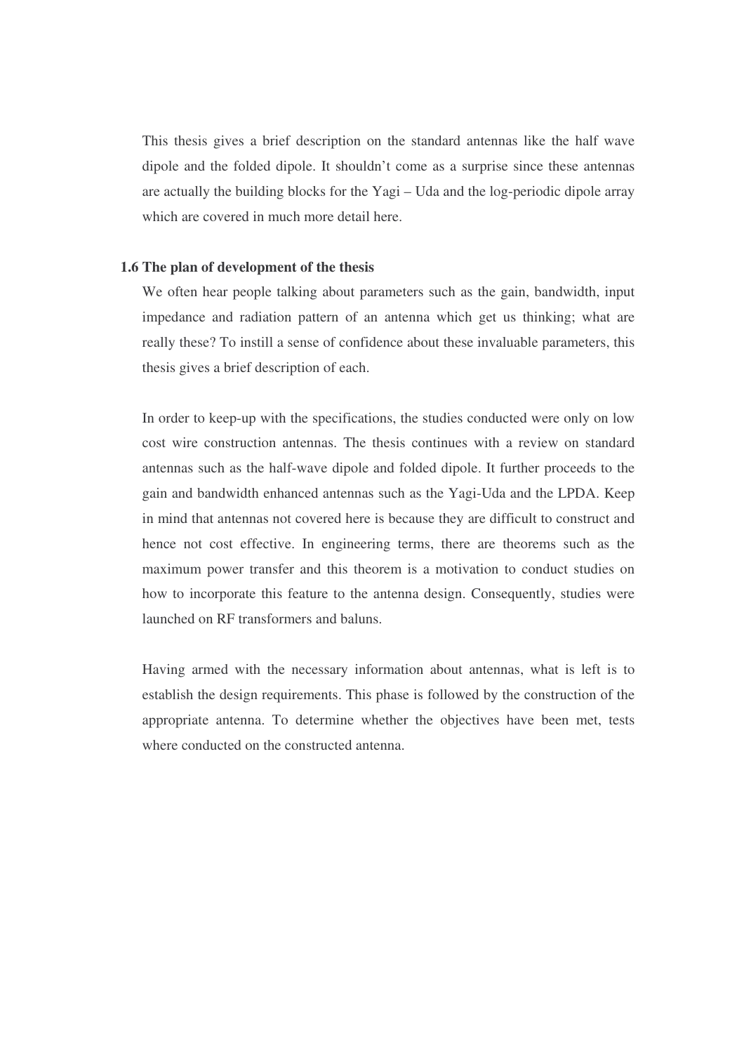This thesis gives a brief description on the standard antennas like the half wave dipole and the folded dipole. It shouldn't come as a surprise since these antennas are actually the building blocks for the Yagi – Uda and the log-periodic dipole array which are covered in much more detail here.

### 1.6 The plan of development of the thesis

We often hear people talking about parameters such as the gain, bandwidth, input impedance and radiation pattern of an antenna which get us thinking; what are really these? To instill a sense of confidence about these invaluable parameters, this thesis gives a brief description of each.

In order to keep-up with the specifications, the studies conducted were only on low cost wire construction antennas. The thesis continues with a review on standard antennas such as the half-wave dipole and folded dipole. It further proceeds to the gain and bandwidth enhanced antennas such as the Yagi-Uda and the LPDA. Keep in mind that antennas not covered here is because they are difficult to construct and hence not cost effective. In engineering terms, there are theorems such as the maximum power transfer and this theorem is a motivation to conduct studies on how to incorporate this feature to the antenna design. Consequently, studies were launched on RF transformers and baluns.

Having armed with the necessary information about antennas, what is left is to establish the design requirements. This phase is followed by the construction of the appropriate antenna. To determine whether the objectives have been met, tests where conducted on the constructed antenna.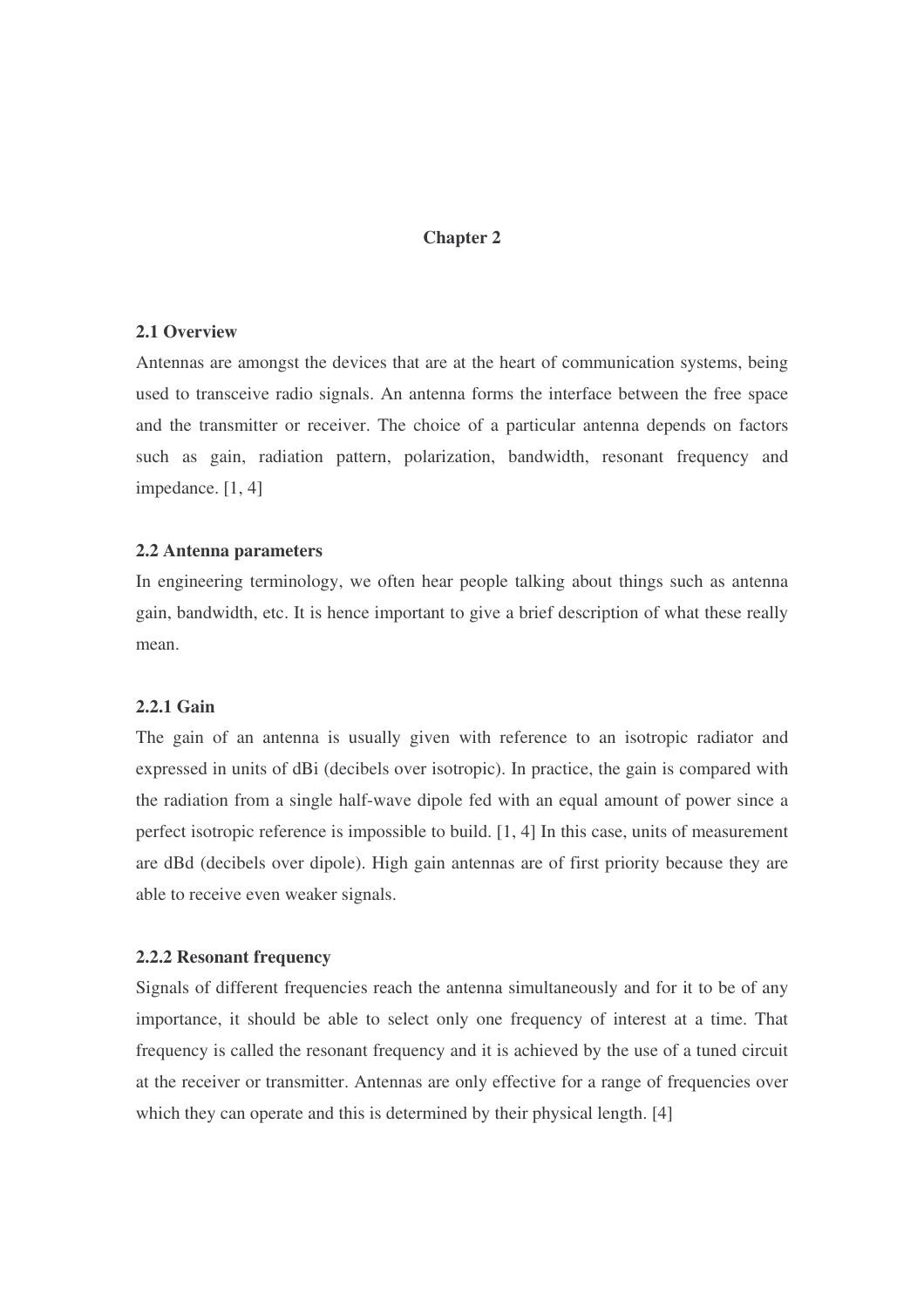# Chapter 2

## 2.1 Overview

Antennas are amongst the devices that are at the heart of communication systems, being used to transceive radio signals. An antenna forms the interface between the free space and the transmitter or receiver. The choice of a particular antenna depends on factors such as gain, radiation pattern, polarization, bandwidth, resonant frequency and impedance. [1, 4]

## 2.2 Antenna parameters

In engineering terminology, we often hear people talking about things such as antenna gain, bandwidth, etc. It is hence important to give a brief description of what these really mean.

### 2.2.1 Gain

The gain of an antenna is usually given with reference to an isotropic radiator and expressed in units of dBi (decibels over isotropic). In practice, the gain is compared with the radiation from a single half-wave dipole fed with an equal amount of power since a perfect isotropic reference is impossible to build. [1, 4] In this case, units of measurement are dBd (decibels over dipole). High gain antennas are of first priority because they are able to receive even weaker signals.

### 2.2.2 Resonant frequency

Signals of different frequencies reach the antenna simultaneously and for it to be of any importance, it should be able to select only one frequency of interest at a time. That frequency is called the resonant frequency and it is achieved by the use of a tuned circuit at the receiver or transmitter. Antennas are only effective for a range of frequencies over which they can operate and this is determined by their physical length. [4]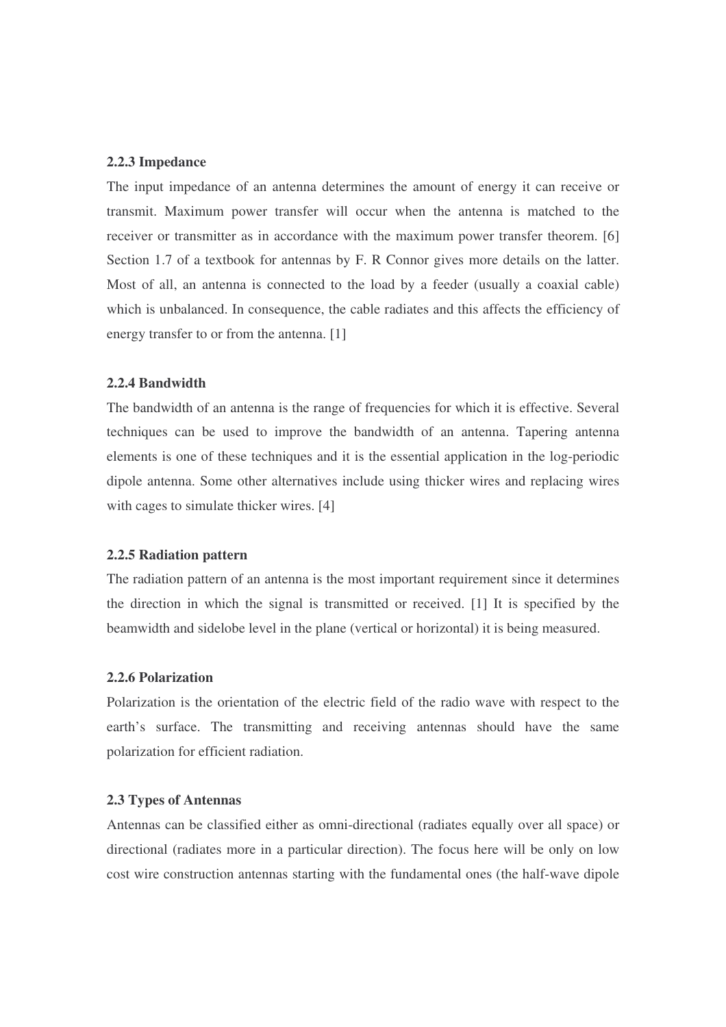### 2.2.3 Impedance

The input impedance of an antenna determines the amount of energy it can receive or transmit. Maximum power transfer will occur when the antenna is matched to the receiver or transmitter as in accordance with the maximum power transfer theorem. [6] Section 1.7 of a textbook for antennas by F. R Connor gives more details on the latter. Most of all, an antenna is connected to the load by a feeder (usually a coaxial cable) which is unbalanced. In consequence, the cable radiates and this affects the efficiency of energy transfer to or from the antenna. [1]

### 2.2.4 Bandwidth

The bandwidth of an antenna is the range of frequencies for which it is effective. Several techniques can be used to improve the bandwidth of an antenna. Tapering antenna elements is one of these techniques and it is the essential application in the log-periodic dipole antenna. Some other alternatives include using thicker wires and replacing wires with cages to simulate thicker wires. [4]

### 2.2.5 Radiation pattern

The radiation pattern of an antenna is the most important requirement since it determines the direction in which the signal is transmitted or received. [1] It is specified by the beamwidth and sidelobe level in the plane (vertical or horizontal) it is being measured.

### 2.2.6 Polarization

Polarization is the orientation of the electric field of the radio wave with respect to the earth's surface. The transmitting and receiving antennas should have the same polarization for efficient radiation.

## 2.3 Types of Antennas

Antennas can be classified either as omni-directional (radiates equally over all space) or directional (radiates more in a particular direction). The focus here will be only on low cost wire construction antennas starting with the fundamental ones (the half-wave dipole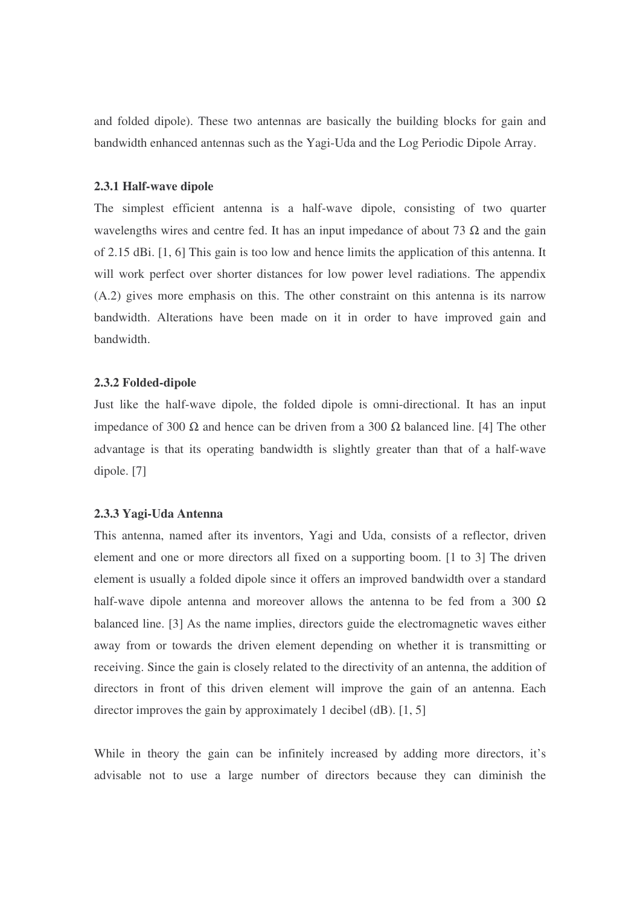and folded dipole). These two antennas are basically the building blocks for gain and bandwidth enhanced antennas such as the Yagi-Uda and the Log Periodic Dipole Array.

### 2.3.1 Half-wave dipole

The simplest efficient antenna is a half-wave dipole, consisting of two quarter wavelengths wires and centre fed. It has an input impedance of about 73 Ω and the gain of 2.15 dBi. [1, 6] This gain is too low and hence limits the application of this antenna. It will work perfect over shorter distances for low power level radiations. The appendix (A.2) gives more emphasis on this. The other constraint on this antenna is its narrow bandwidth. Alterations have been made on it in order to have improved gain and bandwidth.

### 2.3.2 Folded-dipole

Just like the half-wave dipole, the folded dipole is omni-directional. It has an input impedance of 300 Ω and hence can be driven from a 300 Ω balanced line. [4] The other advantage is that its operating bandwidth is slightly greater than that of a half-wave dipole. [7]

### 2.3.3 Yagi-Uda Antenna

This antenna, named after its inventors, Yagi and Uda, consists of a reflector, driven element and one or more directors all fixed on a supporting boom. [1 to 3] The driven element is usually a folded dipole since it offers an improved bandwidth over a standard half-wave dipole antenna and moreover allows the antenna to be fed from a 300 Ω balanced line. [3] As the name implies, directors guide the electromagnetic waves either away from or towards the driven element depending on whether it is transmitting or receiving. Since the gain is closely related to the directivity of an antenna, the addition of directors in front of this driven element will improve the gain of an antenna. Each director improves the gain by approximately 1 decibel (dB). [1, 5]

While in theory the gain can be infinitely increased by adding more directors, it's advisable not to use a large number of directors because they can diminish the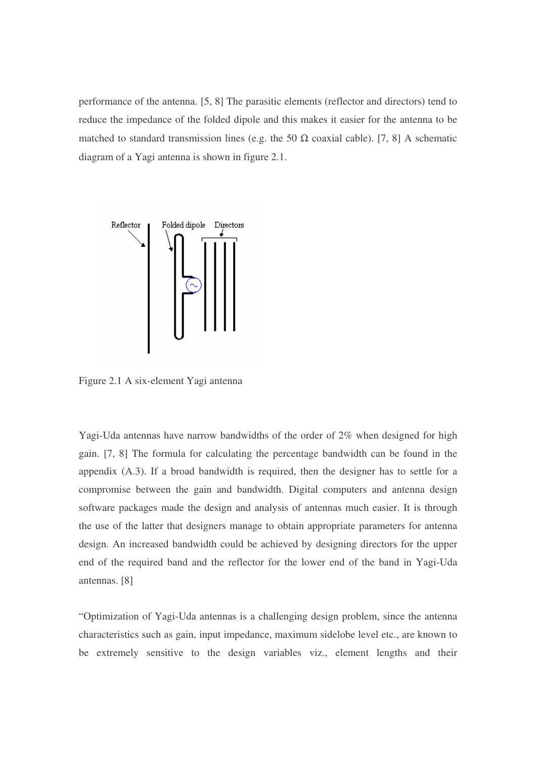performance of the antenna. [5, 8] The parasitic elements (reflector and directors) tend to reduce the impedance of the folded dipole and this makes it easier for the antenna to be matched to standard transmission lines (e.g. the 50 Ω coaxial cable). [7, 8] A schematic diagram of a Yagi antenna is shown in figure 2.1.

Figure 2.1 A six-element Yagi antenna

Yagi-Uda antennas have narrow bandwidths of the order of 2% when designed for high gain. [7, 8] The formula for calculating the percentage bandwidth can be found in the appendix (A.3). If a broad bandwidth is required, then the designer has to settle for a compromise between the gain and bandwidth. Digital computers and antenna design software packages made the design and analysis of antennas much easier. It is through the use of the latter that designers manage to obtain appropriate parameters for antenna design. An increased bandwidth could be achieved by designing directors for the upper end of the required band and the reflector for the lower end of the band in Yagi-Uda antennas. [8]

"Optimization of Yagi-Uda antennas is a challenging design problem, since the antenna characteristics such as gain, input impedance, maximum sidelobe level etc., are known to be extremely sensitive to the design variables viz., element lengths and their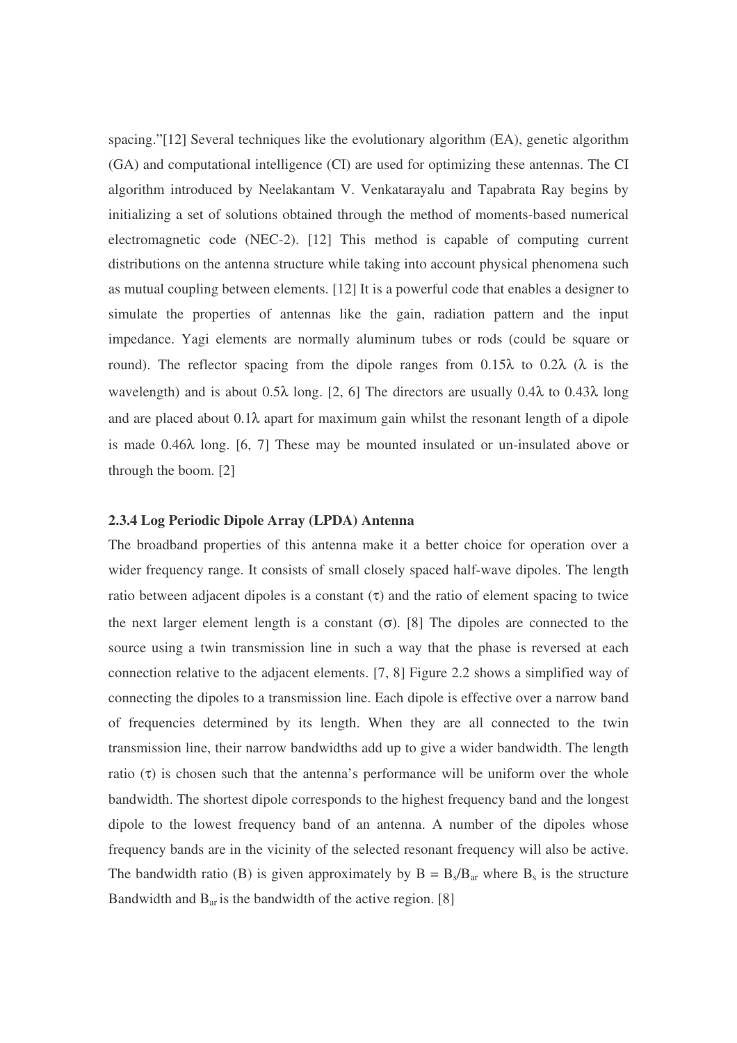spacing."[12] Several techniques like the evolutionary algorithm (EA), genetic algorithm (GA) and computational intelligence (CI) are used for optimizing these antennas. The CI algorithm introduced by Neelakantam V. Venkatarayalu and Tapabrata Ray begins by initializing a set of solutions obtained through the method of moments-based numerical electromagnetic code (NEC-2). [12] This method is capable of computing current distributions on the antenna structure while taking into account physical phenomena such as mutual coupling between elements. [12] It is a powerful code that enables a designer to simulate the properties of antennas like the gain, radiation pattern and the input impedance. Yagi elements are normally aluminum tubes or rods (could be square or round). The reflector spacing from the dipole ranges from 0.15λ to 0.2λ (λ is the wavelength) and is about 0.5λ long. [2, 6] The directors are usually 0.4λ to 0.43λ long and are placed about 0.1λ apart for maximum gain whilst the resonant length of a dipole is made 0.46λ long. [6, 7] These may be mounted insulated or un-insulated above or through the boom. [2]

### 2.3.4 Log Periodic Dipole Array (LPDA) Antenna

The broadband properties of this antenna make it a better choice for operation over a wider frequency range. It consists of small closely spaced half-wave dipoles. The length ratio between adjacent dipoles is a constant ($\tau$) and the ratio of element spacing to twice the next larger element length is a constant ($\sigma$). [8] The dipoles are connected to the source using a twin transmission line in such a way that the phase is reversed at each connection relative to the adjacent elements. [7, 8] Figure 2.2 shows a simplified way of connecting the dipoles to a transmission line. Each dipole is effective over a narrow band of frequencies determined by its length. When they are all connected to the twin transmission line, their narrow bandwidths add up to give a wider bandwidth. The length ratio ($\tau$) is chosen such that the antenna's performance will be uniform over the whole bandwidth. The shortest dipole corresponds to the highest frequency band and the longest dipole to the lowest frequency band of an antenna. A number of the dipoles whose frequency bands are in the vicinity of the selected resonant frequency will also be active. The bandwidth ratio (B) is given approximately by $B = B_s/B_{ar}$ where $B_s$ is the structure Bandwidth and $B_{ar}$ is the bandwidth of the active region. [8]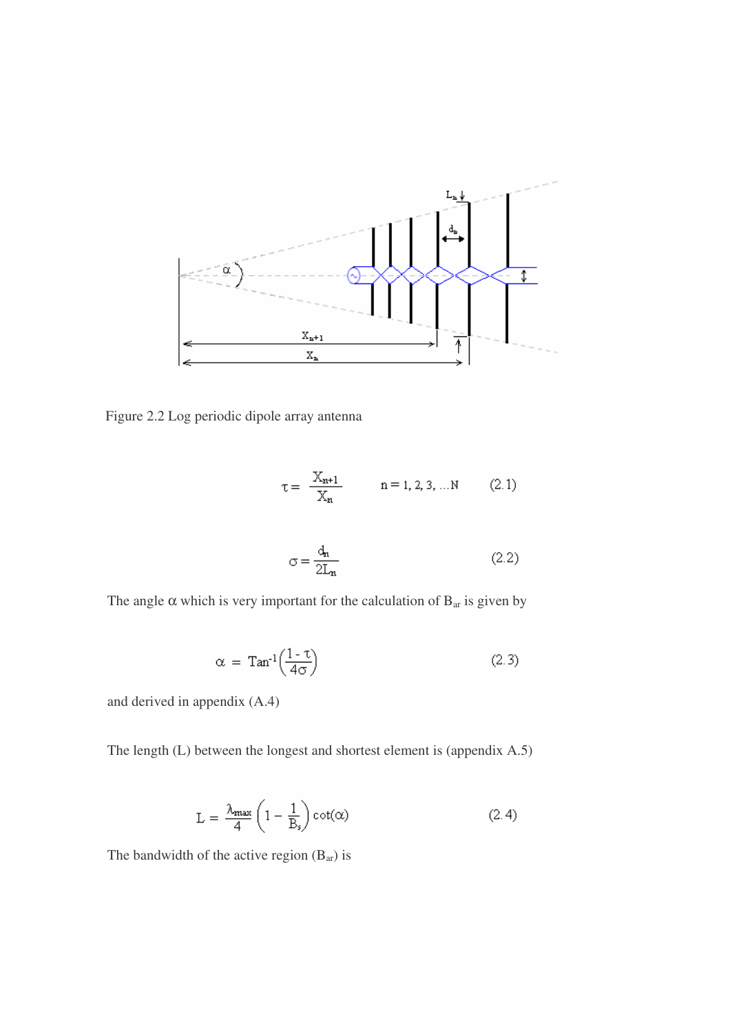Figure 2.2 Log periodic dipole array antenna

$$\tau = \frac{X_{n+1}}{X_n} \qquad n = 1, 2, 3, \ldots N \qquad (2.1)$$

$$\sigma = \frac{d_n}{2L_n} \qquad (2.2)$$

The angle $\alpha$ which is very important for the calculation of $B_{ar}$ is given by

$$\alpha = \mathrm{Tan}^{-1}\left(\frac{1-\tau}{4\sigma}\right) \qquad (2.3)$$

and derived in appendix (A.4)

The length (L) between the longest and shortest element is (appendix A.5)

$$L = \frac{\lambda_{max}}{4}\left(1 - \frac{1}{B_s}\right)\cot(\alpha) \qquad (2.4)$$

The bandwidth of the active region ($B_{ar}$) is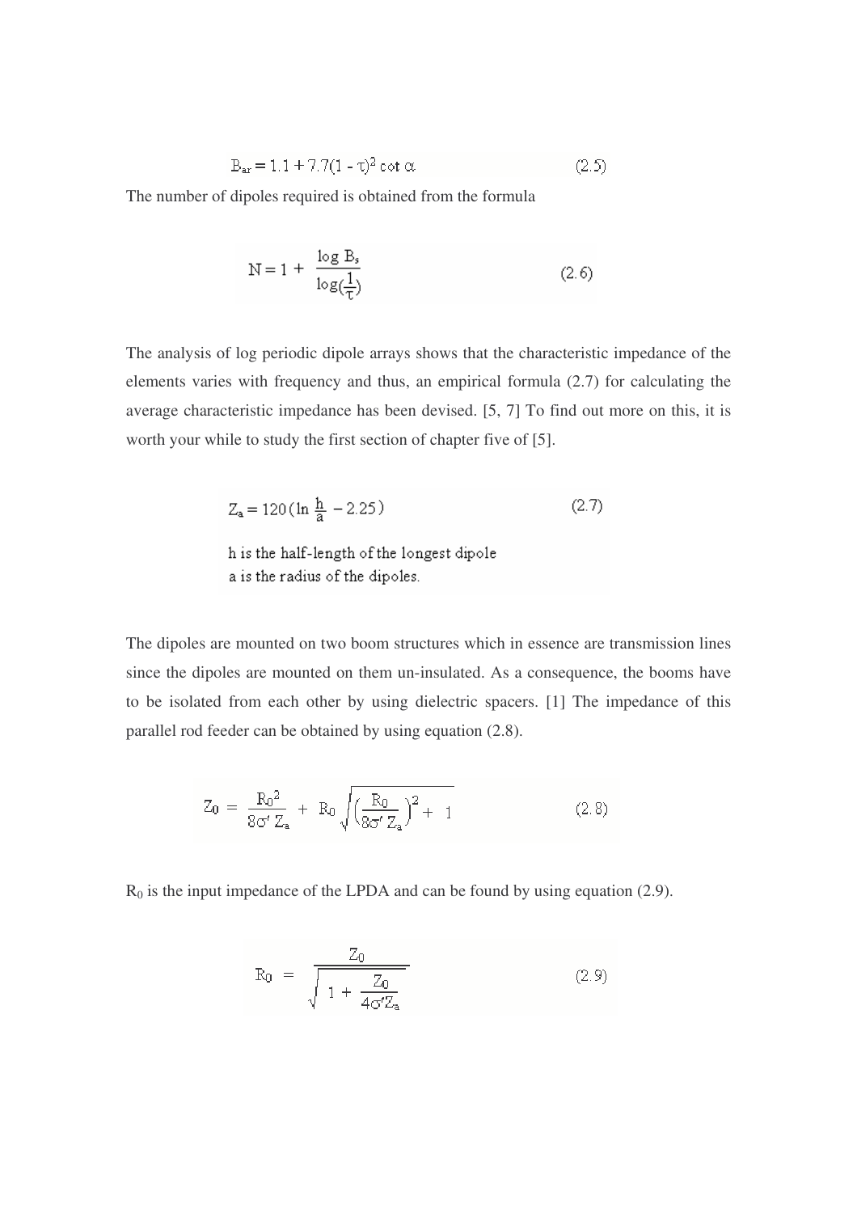$$B_{ar} = 1.1 + 7.7(1 - \tau)^2 \cot \alpha \tag{2.5}$$

The number of dipoles required is obtained from the formula

$$N = 1 + \frac{\log B_s}{\log(\frac{1}{\tau})} \tag{2.6}$$

The analysis of log periodic dipole arrays shows that the characteristic impedance of the elements varies with frequency and thus, an empirical formula (2.7) for calculating the average characteristic impedance has been devised. [5, 7] To find out more on this, it is worth your while to study the first section of chapter five of [5].

$$Z_a = 120(\ln \frac{h}{a} - 2.25) \tag{2.7}$$

h is the half-length of the longest dipole
a is the radius of the dipoles.

The dipoles are mounted on two boom structures which in essence are transmission lines since the dipoles are mounted on them un-insulated. As a consequence, the booms have to be isolated from each other by using dielectric spacers. [1] The impedance of this parallel rod feeder can be obtained by using equation (2.8).

$$Z_0 = \frac{R_0^2}{8\sigma' Z_a} + R_0 \sqrt{\left(\frac{R_0}{8\sigma' Z_a}\right)^2 + 1} \tag{2.8}$$

$R_0$ is the input impedance of the LPDA and can be found by using equation (2.9).

$$R_0 = \frac{Z_0}{\sqrt{1 + \frac{Z_0}{4\sigma' Z_a}}} \tag{2.9}$$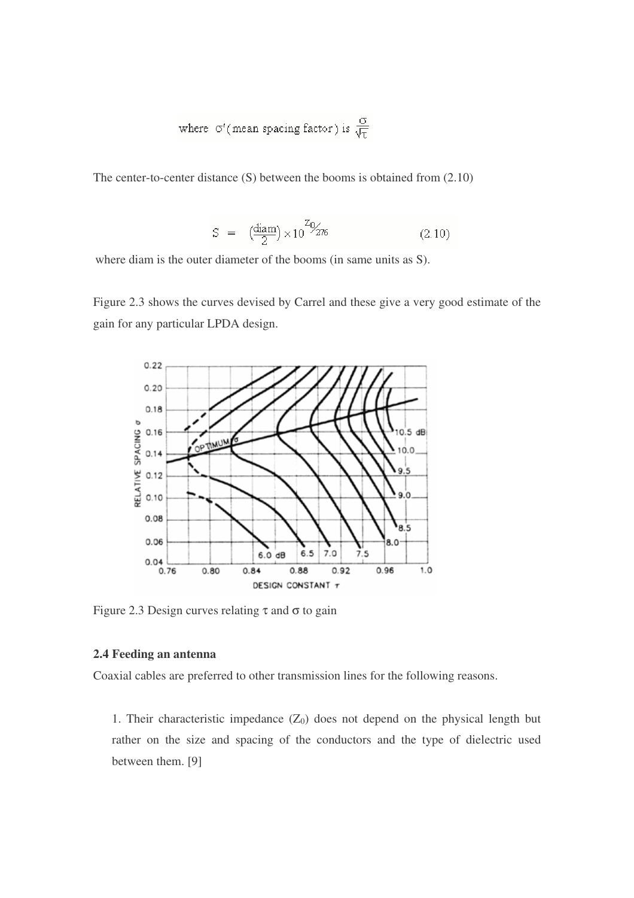where $\sigma'$ (mean spacing factor) is $\frac{\sigma}{\sqrt{\tau}}$

The center-to-center distance (S) between the booms is obtained from (2.10)

$$S = \left(\frac{\text{diam}}{2}\right) \times 10^{Z_0/276} \qquad (2.10)$$

where diam is the outer diameter of the booms (in same units as S).

Figure 2.3 shows the curves devised by Carrel and these give a very good estimate of the gain for any particular LPDA design.

Figure 2.3 Design curves relating $\tau$ and $\sigma$ to gain

### 2.4 Feeding an antenna

Coaxial cables are preferred to other transmission lines for the following reasons.

1. Their characteristic impedance ($Z_0$) does not depend on the physical length but rather on the size and spacing of the conductors and the type of dielectric used between them. [9]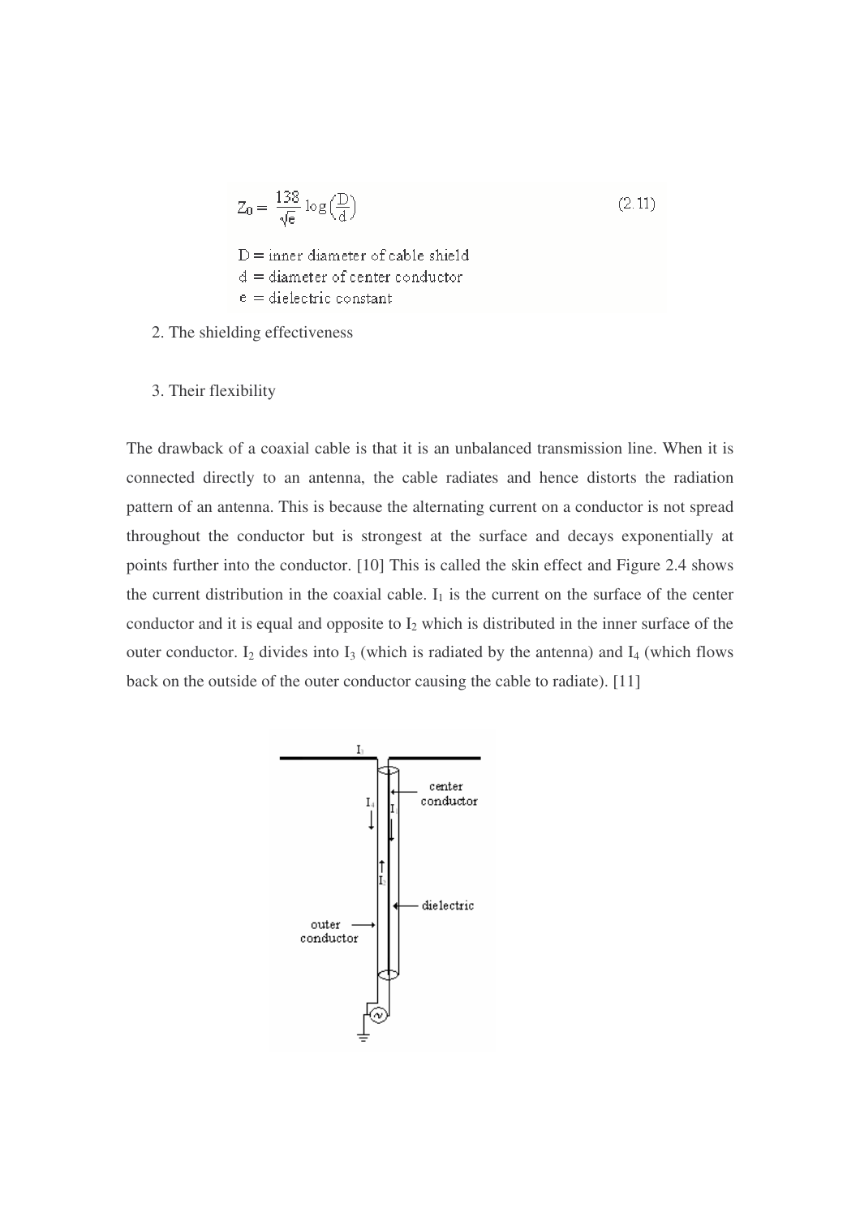$$Z_0 = \frac{138}{\sqrt{e}} \log\left(\frac{D}{d}\right) \tag{2.11}$$

D = inner diameter of cable shield
d = diameter of center conductor
e = dielectric constant

2. The shielding effectiveness

3. Their flexibility

The drawback of a coaxial cable is that it is an unbalanced transmission line. When it is connected directly to an antenna, the cable radiates and hence distorts the radiation pattern of an antenna. This is because the alternating current on a conductor is not spread throughout the conductor but is strongest at the surface and decays exponentially at points further into the conductor. [10] This is called the skin effect and Figure 2.4 shows the current distribution in the coaxial cable. $I_1$ is the current on the surface of the center conductor and it is equal and opposite to $I_2$ which is distributed in the inner surface of the outer conductor. $I_2$ divides into $I_3$ (which is radiated by the antenna) and $I_4$ (which flows back on the outside of the outer conductor causing the cable to radiate). [11]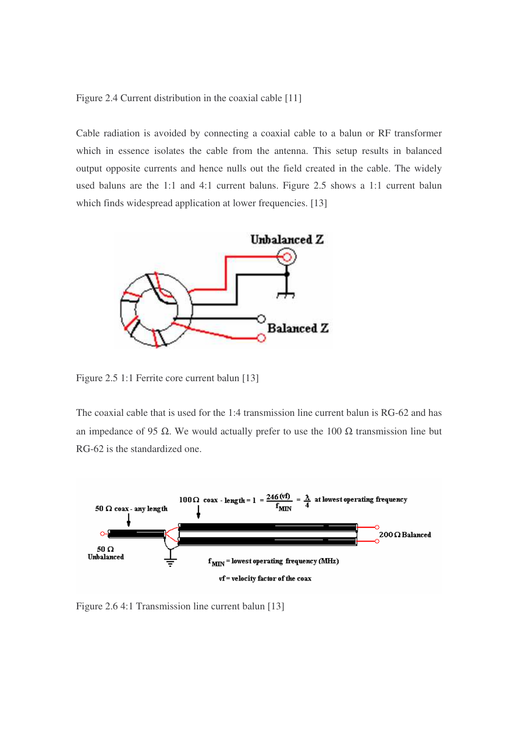Figure 2.4 Current distribution in the coaxial cable [11]

Cable radiation is avoided by connecting a coaxial cable to a balun or RF transformer which in essence isolates the cable from the antenna. This setup results in balanced output opposite currents and hence nulls out the field created in the cable. The widely used baluns are the 1:1 and 4:1 current baluns. Figure 2.5 shows a 1:1 current balun which finds widespread application at lower frequencies. [13]

Figure 2.5 1:1 Ferrite core current balun [13]

The coaxial cable that is used for the 1:4 transmission line current balun is RG-62 and has an impedance of 95 Ω. We would actually prefer to use the 100 Ω transmission line but RG-62 is the standardized one.

Figure 2.6 4:1 Transmission line current balun [13]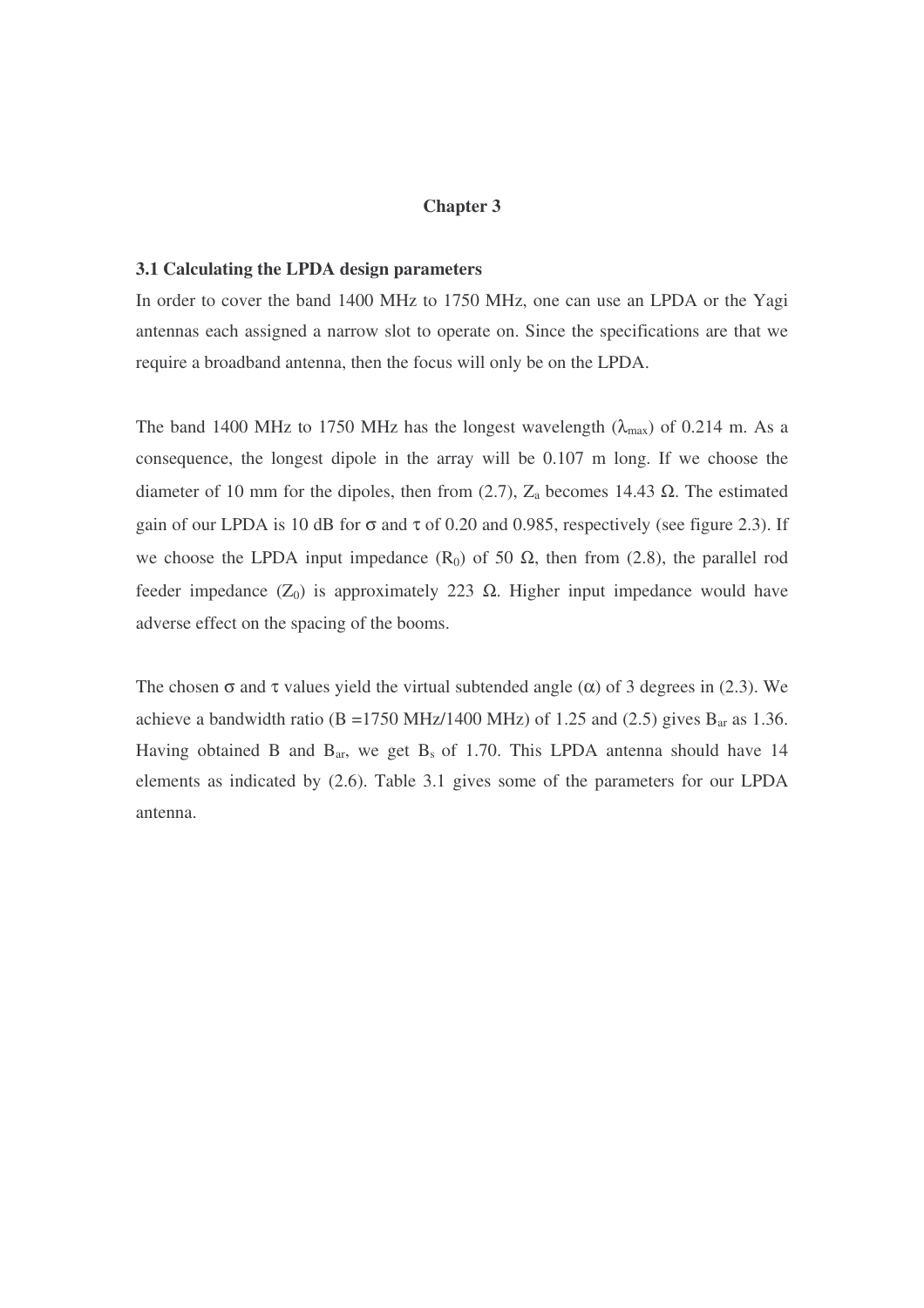# Chapter 3

## 3.1 Calculating the LPDA design parameters

In order to cover the band 1400 MHz to 1750 MHz, one can use an LPDA or the Yagi antennas each assigned a narrow slot to operate on. Since the specifications are that we require a broadband antenna, then the focus will only be on the LPDA.

The band 1400 MHz to 1750 MHz has the longest wavelength ($\lambda_{max}$) of 0.214 m. As a consequence, the longest dipole in the array will be 0.107 m long. If we choose the diameter of 10 mm for the dipoles, then from (2.7), $Z_a$ becomes 14.43 Ω. The estimated gain of our LPDA is 10 dB for $\sigma$ and $\tau$ of 0.20 and 0.985, respectively (see figure 2.3). If we choose the LPDA input impedance ($R_0$) of 50 Ω, then from (2.8), the parallel rod feeder impedance ($Z_0$) is approximately 223 Ω. Higher input impedance would have adverse effect on the spacing of the booms.

The chosen $\sigma$ and $\tau$ values yield the virtual subtended angle ($\alpha$) of 3 degrees in (2.3). We achieve a bandwidth ratio (B =1750 MHz/1400 MHz) of 1.25 and (2.5) gives $B_{ar}$ as 1.36. Having obtained B and $B_{ar}$, we get $B_s$ of 1.70. This LPDA antenna should have 14 elements as indicated by (2.6). Table 3.1 gives some of the parameters for our LPDA antenna.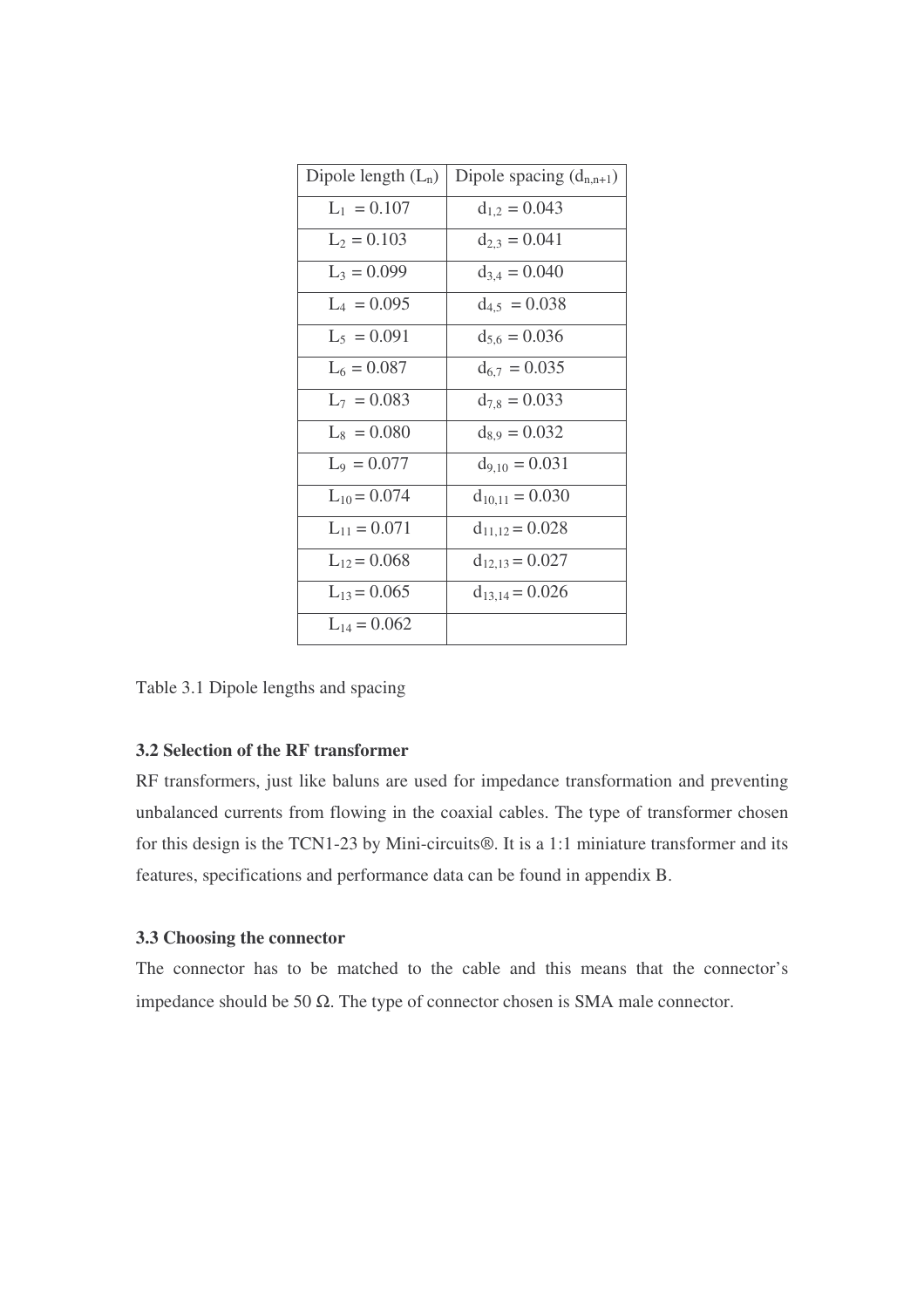| Dipole length ($L_n$) | Dipole spacing ($d_{n,n+1}$) |
|---|---|
| $L_1 = 0.107$ | $d_{1,2} = 0.043$ |
| $L_2 = 0.103$ | $d_{2,3} = 0.041$ |
| $L_3 = 0.099$ | $d_{3,4} = 0.040$ |
| $L_4 = 0.095$ | $d_{4,5} = 0.038$ |
| $L_5 = 0.091$ | $d_{5,6} = 0.036$ |
| $L_6 = 0.087$ | $d_{6,7} = 0.035$ |
| $L_7 = 0.083$ | $d_{7,8} = 0.033$ |
| $L_8 = 0.080$ | $d_{8,9} = 0.032$ |
| $L_9 = 0.077$ | $d_{9,10} = 0.031$ |
| $L_{10} = 0.074$ | $d_{10,11} = 0.030$ |
| $L_{11} = 0.071$ | $d_{11,12} = 0.028$ |
| $L_{12} = 0.068$ | $d_{12,13} = 0.027$ |
| $L_{13} = 0.065$ | $d_{13,14} = 0.026$ |
| $L_{14} = 0.062$ | |

Table 3.1 Dipole lengths and spacing

### 3.2 Selection of the RF transformer

RF transformers, just like baluns are used for impedance transformation and preventing unbalanced currents from flowing in the coaxial cables. The type of transformer chosen for this design is the TCN1-23 by Mini-circuits®. It is a 1:1 miniature transformer and its features, specifications and performance data can be found in appendix B.

### 3.3 Choosing the connector

The connector has to be matched to the cable and this means that the connector's impedance should be 50 Ω. The type of connector chosen is SMA male connector.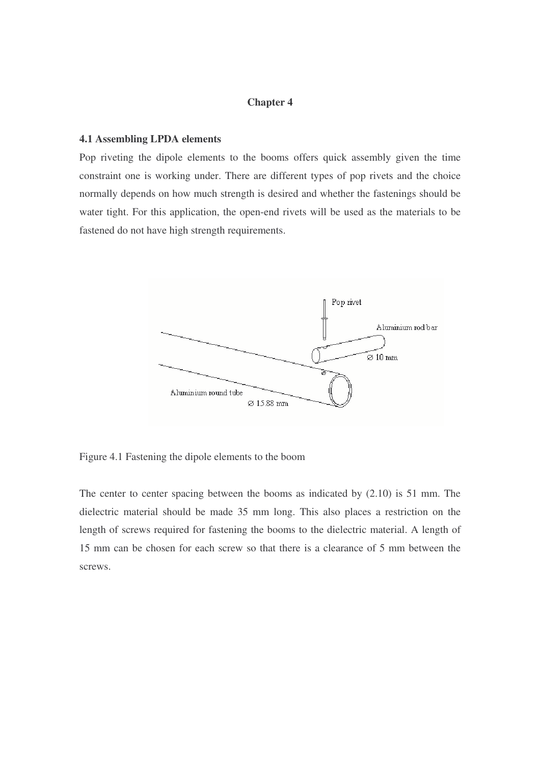# Chapter 4

### 4.1 Assembling LPDA elements

Pop riveting the dipole elements to the booms offers quick assembly given the time constraint one is working under. There are different types of pop rivets and the choice normally depends on how much strength is desired and whether the fastenings should be water tight. For this application, the open-end rivets will be used as the materials to be fastened do not have high strength requirements.

Figure 4.1 Fastening the dipole elements to the boom

The center to center spacing between the booms as indicated by (2.10) is 51 mm. The dielectric material should be made 35 mm long. This also places a restriction on the length of screws required for fastening the booms to the dielectric material. A length of 15 mm can be chosen for each screw so that there is a clearance of 5 mm between the screws.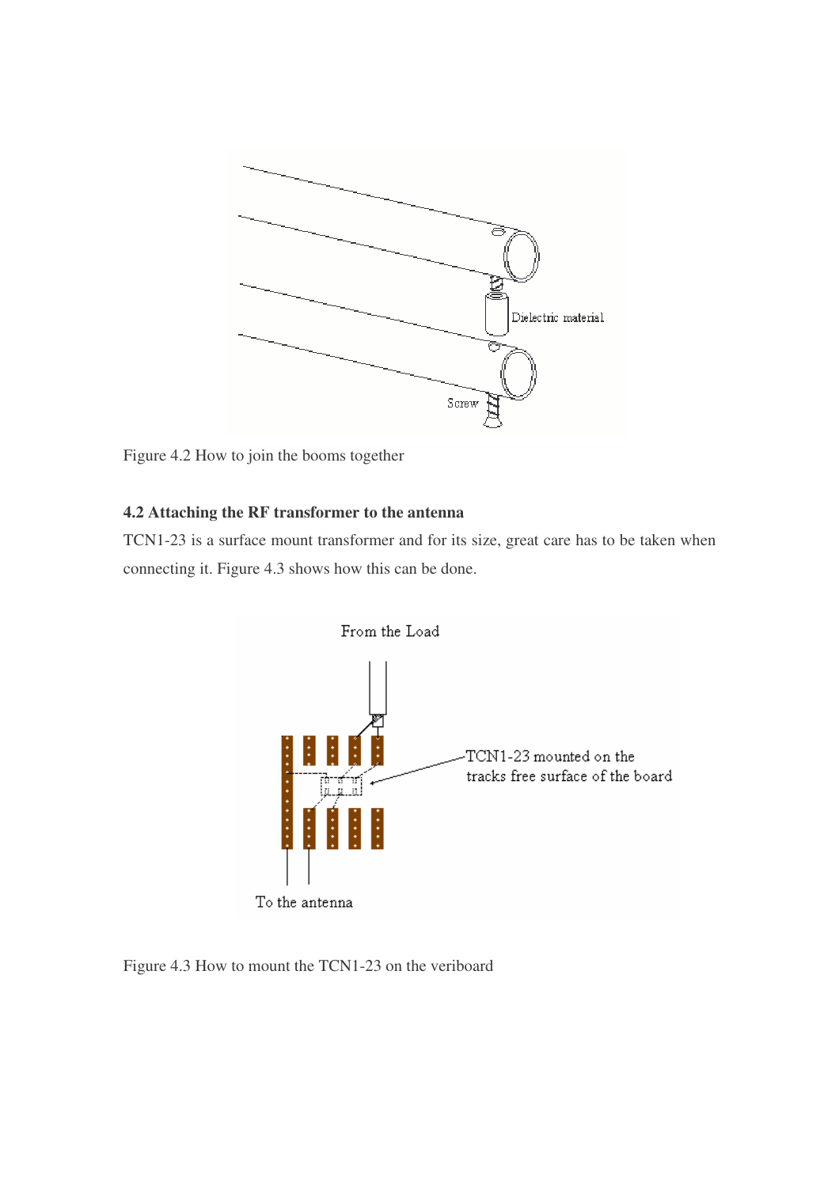Figure 4.2 How to join the booms together

### 4.2 Attaching the RF transformer to the antenna

TCN1-23 is a surface mount transformer and for its size, great care has to be taken when connecting it. Figure 4.3 shows how this can be done.

Figure 4.3 How to mount the TCN1-23 on the veriboard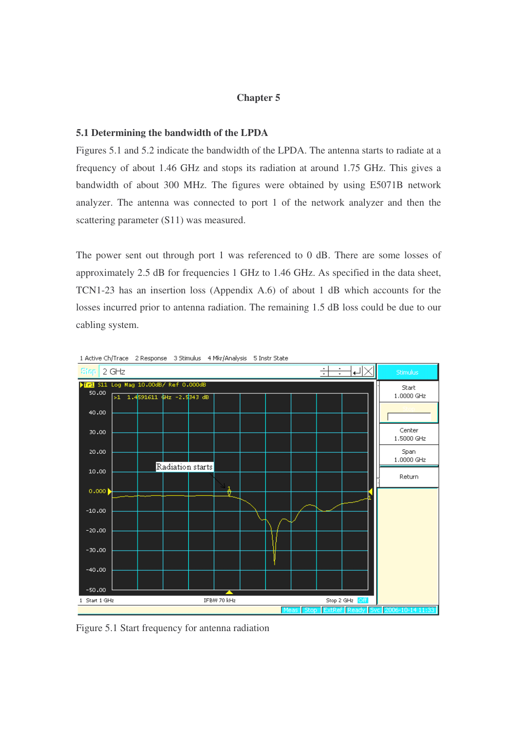# Chapter 5

## 5.1 Determining the bandwidth of the LPDA

Figures 5.1 and 5.2 indicate the bandwidth of the LPDA. The antenna starts to radiate at a frequency of about 1.46 GHz and stops its radiation at around 1.75 GHz. This gives a bandwidth of about 300 MHz. The figures were obtained by using E5071B network analyzer. The antenna was connected to port 1 of the network analyzer and then the scattering parameter (S11) was measured.

The power sent out through port 1 was referenced to 0 dB. There are some losses of approximately 2.5 dB for frequencies 1 GHz to 1.46 GHz. As specified in the data sheet, TCN1-23 has an insertion loss (Appendix A.6) of about 1 dB which accounts for the losses incurred prior to antenna radiation. The remaining 1.5 dB loss could be due to our cabling system.

Figure 5.1 Start frequency for antenna radiation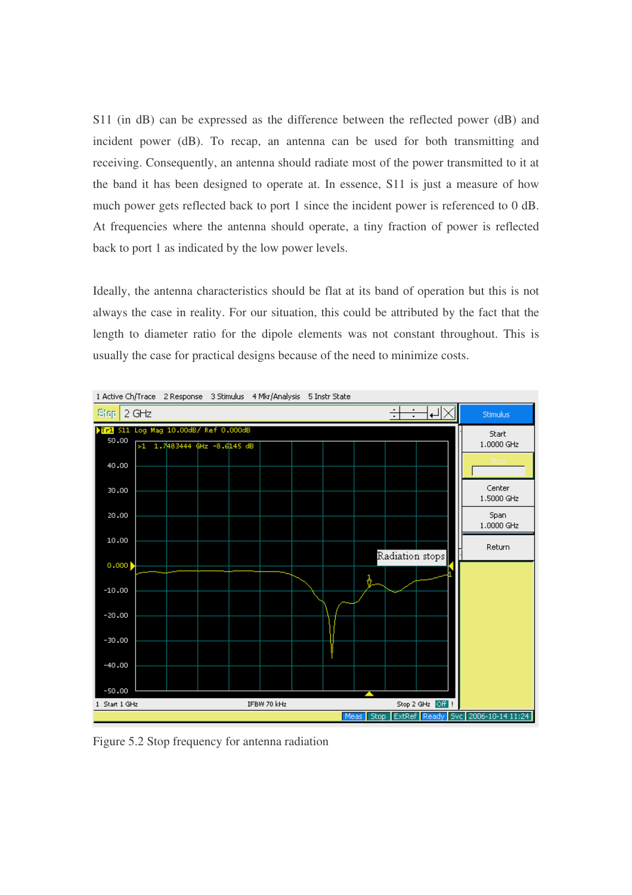S11 (in dB) can be expressed as the difference between the reflected power (dB) and incident power (dB). To recap, an antenna can be used for both transmitting and receiving. Consequently, an antenna should radiate most of the power transmitted to it at the band it has been designed to operate at. In essence, S11 is just a measure of how much power gets reflected back to port 1 since the incident power is referenced to 0 dB. At frequencies where the antenna should operate, a tiny fraction of power is reflected back to port 1 as indicated by the low power levels.

Ideally, the antenna characteristics should be flat at its band of operation but this is not always the case in reality. For our situation, this could be attributed by the fact that the length to diameter ratio for the dipole elements was not constant throughout. This is usually the case for practical designs because of the need to minimize costs.

Figure 5.2 Stop frequency for antenna radiation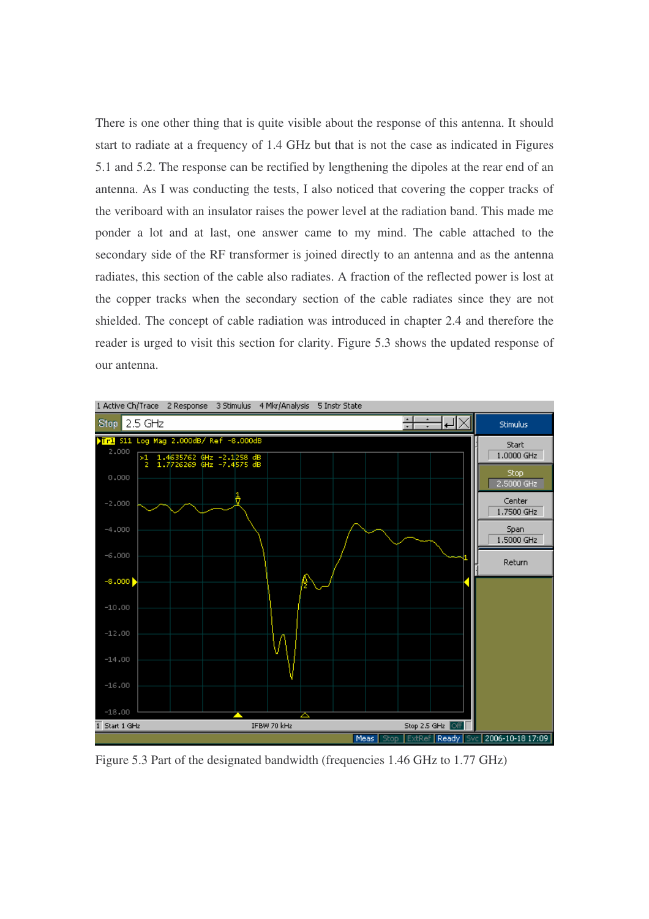There is one other thing that is quite visible about the response of this antenna. It should start to radiate at a frequency of 1.4 GHz but that is not the case as indicated in Figures 5.1 and 5.2. The response can be rectified by lengthening the dipoles at the rear end of an antenna. As I was conducting the tests, I also noticed that covering the copper tracks of the veriboard with an insulator raises the power level at the radiation band. This made me ponder a lot and at last, one answer came to my mind. The cable attached to the secondary side of the RF transformer is joined directly to an antenna and as the antenna radiates, this section of the cable also radiates. A fraction of the reflected power is lost at the copper tracks when the secondary section of the cable radiates since they are not shielded. The concept of cable radiation was introduced in chapter 2.4 and therefore the reader is urged to visit this section for clarity. Figure 5.3 shows the updated response of our antenna.

Figure 5.3 Part of the designated bandwidth (frequencies 1.46 GHz to 1.77 GHz)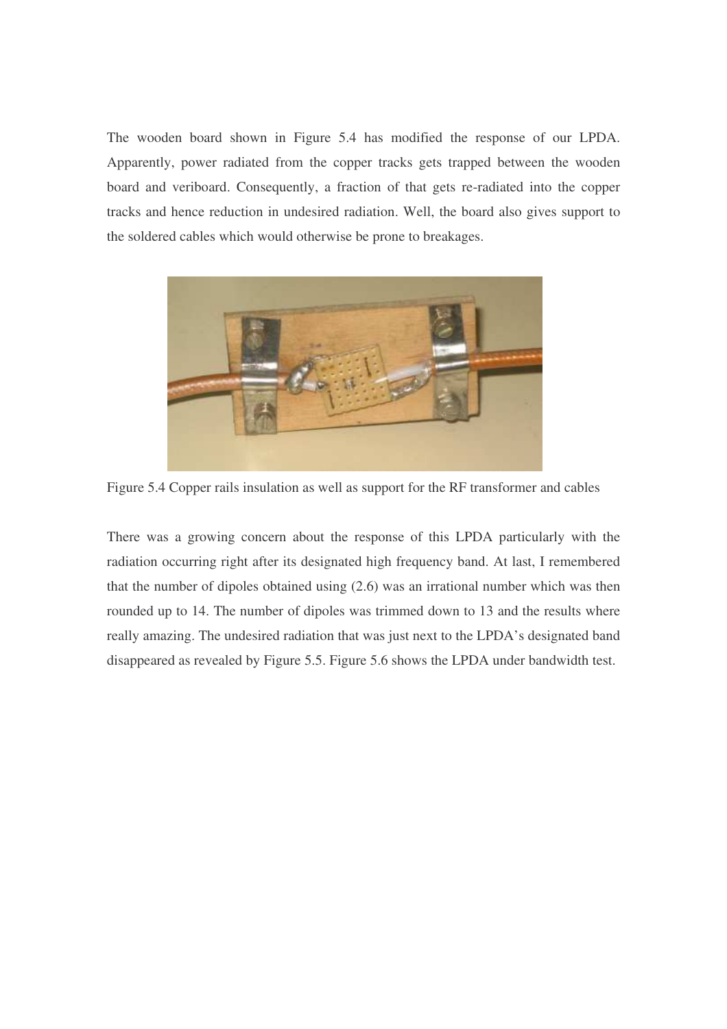The wooden board shown in Figure 5.4 has modified the response of our LPDA. Apparently, power radiated from the copper tracks gets trapped between the wooden board and veriboard. Consequently, a fraction of that gets re-radiated into the copper tracks and hence reduction in undesired radiation. Well, the board also gives support to the soldered cables which would otherwise be prone to breakages.

Figure 5.4 Copper rails insulation as well as support for the RF transformer and cables

There was a growing concern about the response of this LPDA particularly with the radiation occurring right after its designated high frequency band. At last, I remembered that the number of dipoles obtained using (2.6) was an irrational number which was then rounded up to 14. The number of dipoles was trimmed down to 13 and the results where really amazing. The undesired radiation that was just next to the LPDA's designated band disappeared as revealed by Figure 5.5. Figure 5.6 shows the LPDA under bandwidth test.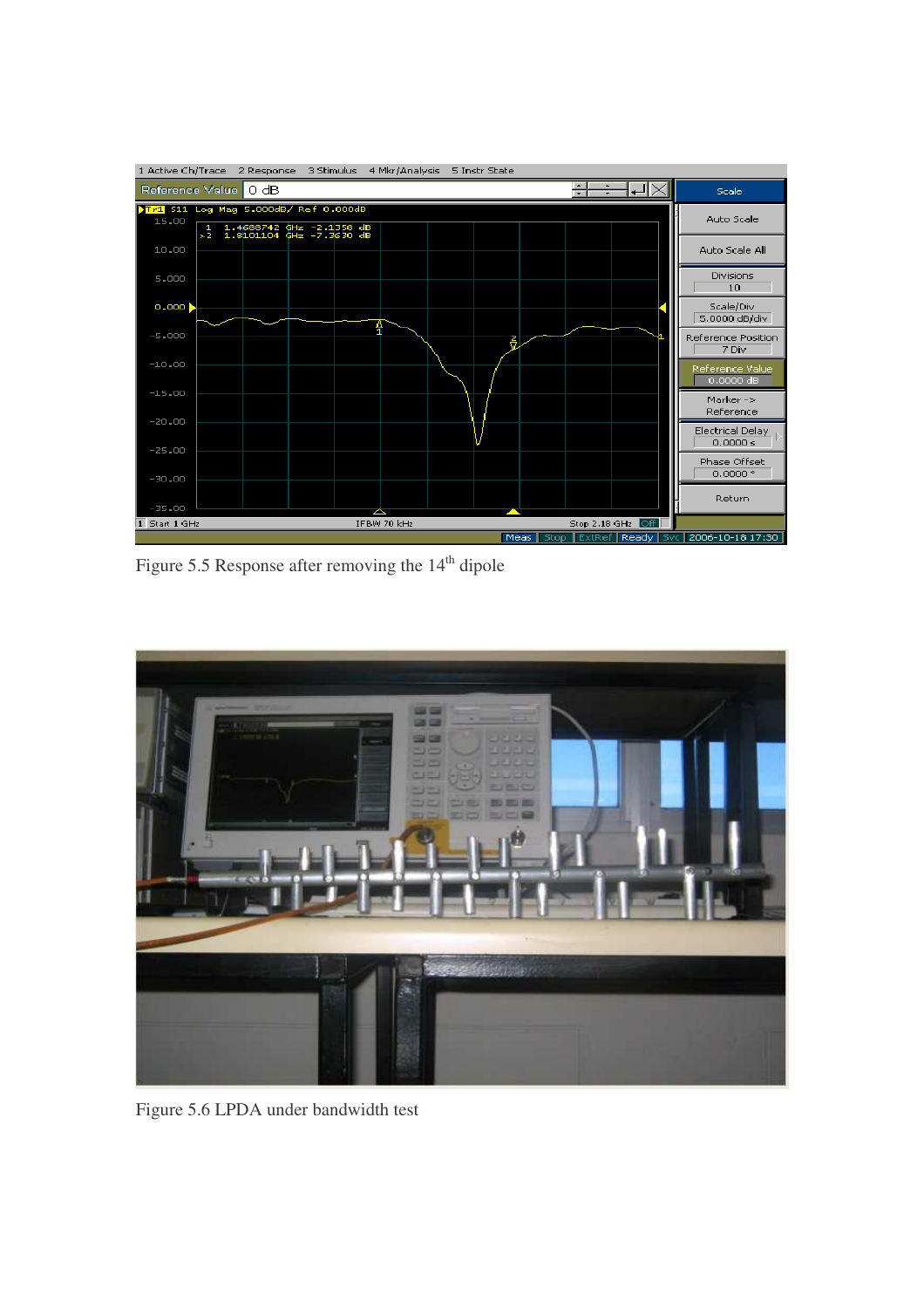Figure 5.5 Response after removing the 14th dipole

Figure 5.6 LPDA under bandwidth test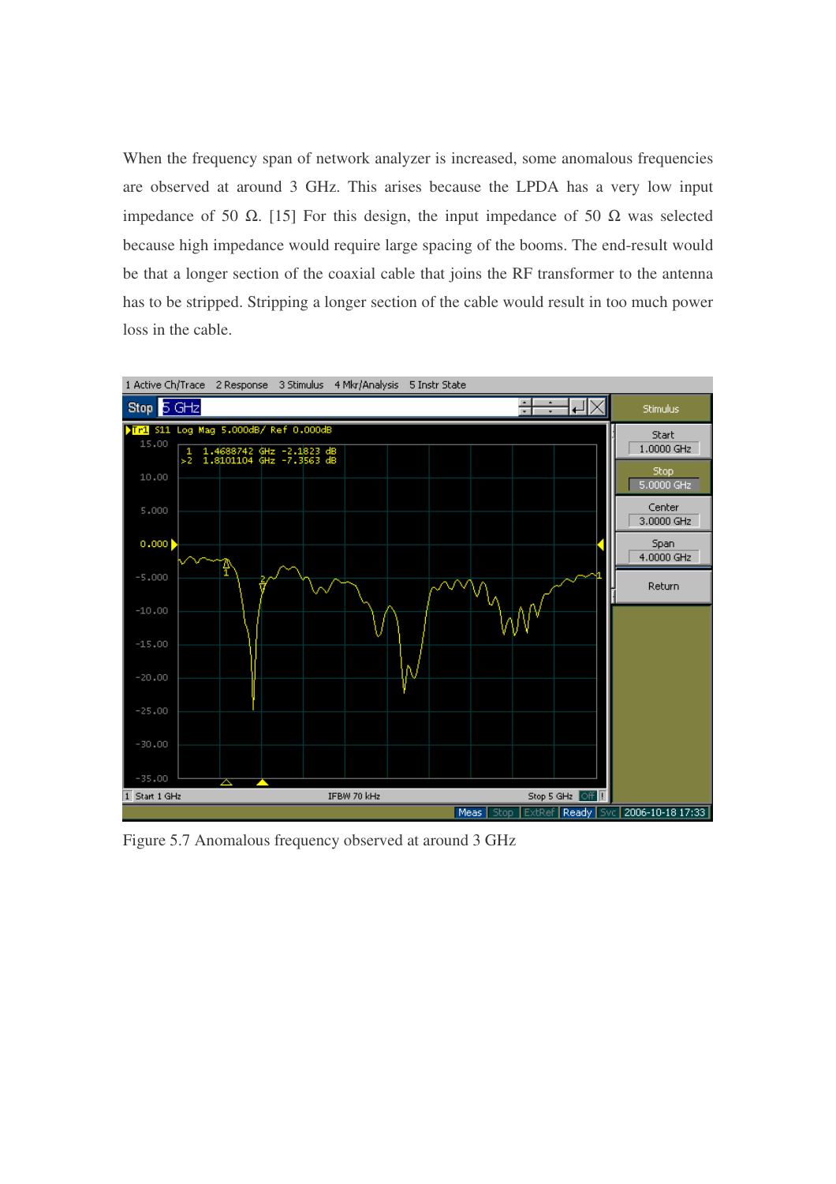When the frequency span of network analyzer is increased, some anomalous frequencies are observed at around 3 GHz. This arises because the LPDA has a very low input impedance of 50 Ω. [15] For this design, the input impedance of 50 Ω was selected because high impedance would require large spacing of the booms. The end-result would be that a longer section of the coaxial cable that joins the RF transformer to the antenna has to be stripped. Stripping a longer section of the cable would result in too much power loss in the cable.

Figure 5.7 Anomalous frequency observed at around 3 GHz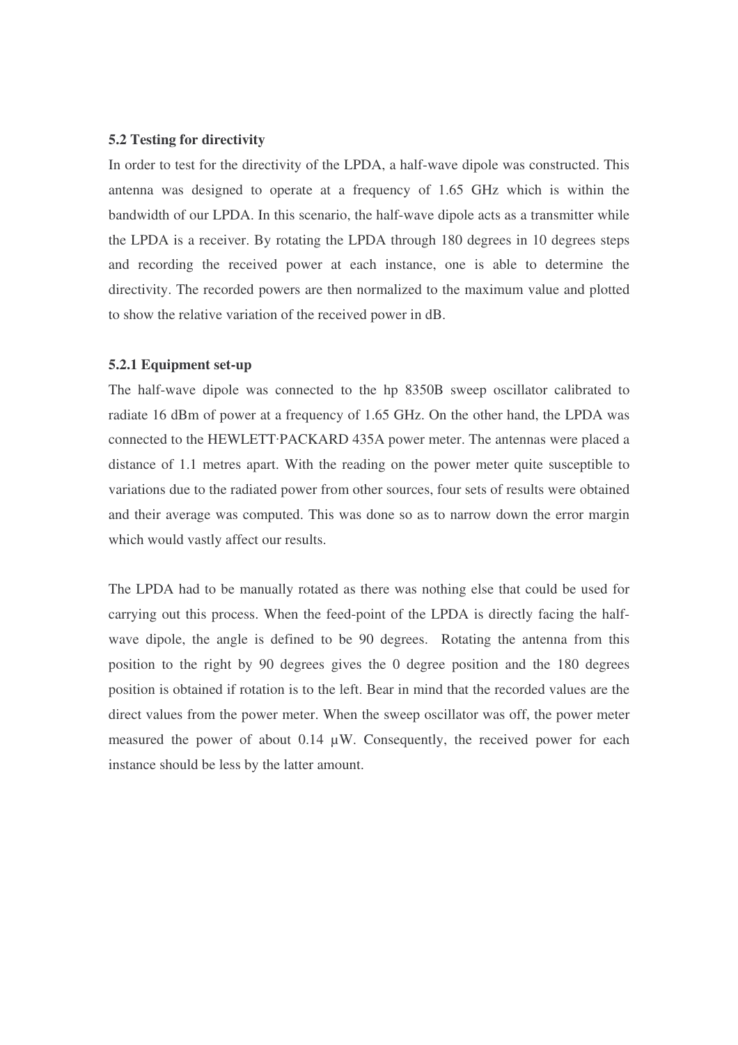### 5.2 Testing for directivity

In order to test for the directivity of the LPDA, a half-wave dipole was constructed. This antenna was designed to operate at a frequency of 1.65 GHz which is within the bandwidth of our LPDA. In this scenario, the half-wave dipole acts as a transmitter while the LPDA is a receiver. By rotating the LPDA through 180 degrees in 10 degrees steps and recording the received power at each instance, one is able to determine the directivity. The recorded powers are then normalized to the maximum value and plotted to show the relative variation of the received power in dB.

#### 5.2.1 Equipment set-up

The half-wave dipole was connected to the hp 8350B sweep oscillator calibrated to radiate 16 dBm of power at a frequency of 1.65 GHz. On the other hand, the LPDA was connected to the HEWLETT·PACKARD 435A power meter. The antennas were placed a distance of 1.1 metres apart. With the reading on the power meter quite susceptible to variations due to the radiated power from other sources, four sets of results were obtained and their average was computed. This was done so as to narrow down the error margin which would vastly affect our results.

The LPDA had to be manually rotated as there was nothing else that could be used for carrying out this process. When the feed-point of the LPDA is directly facing the half-wave dipole, the angle is defined to be 90 degrees. Rotating the antenna from this position to the right by 90 degrees gives the 0 degree position and the 180 degrees position is obtained if rotation is to the left. Bear in mind that the recorded values are the direct values from the power meter. When the sweep oscillator was off, the power meter measured the power of about 0.14 μW. Consequently, the received power for each instance should be less by the latter amount.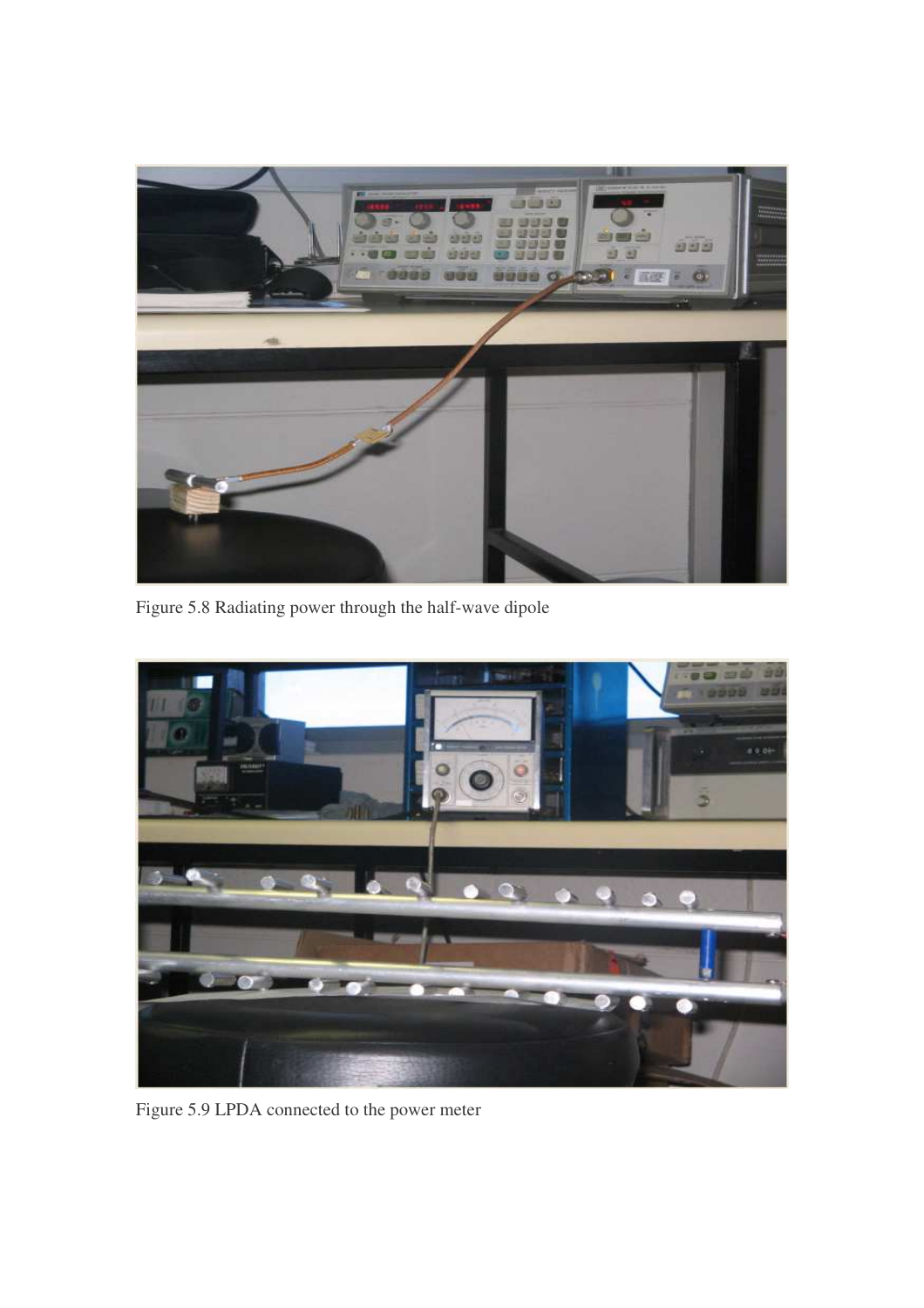Figure 5.8 Radiating power through the half-wave dipole

Figure 5.9 LPDA connected to the power meter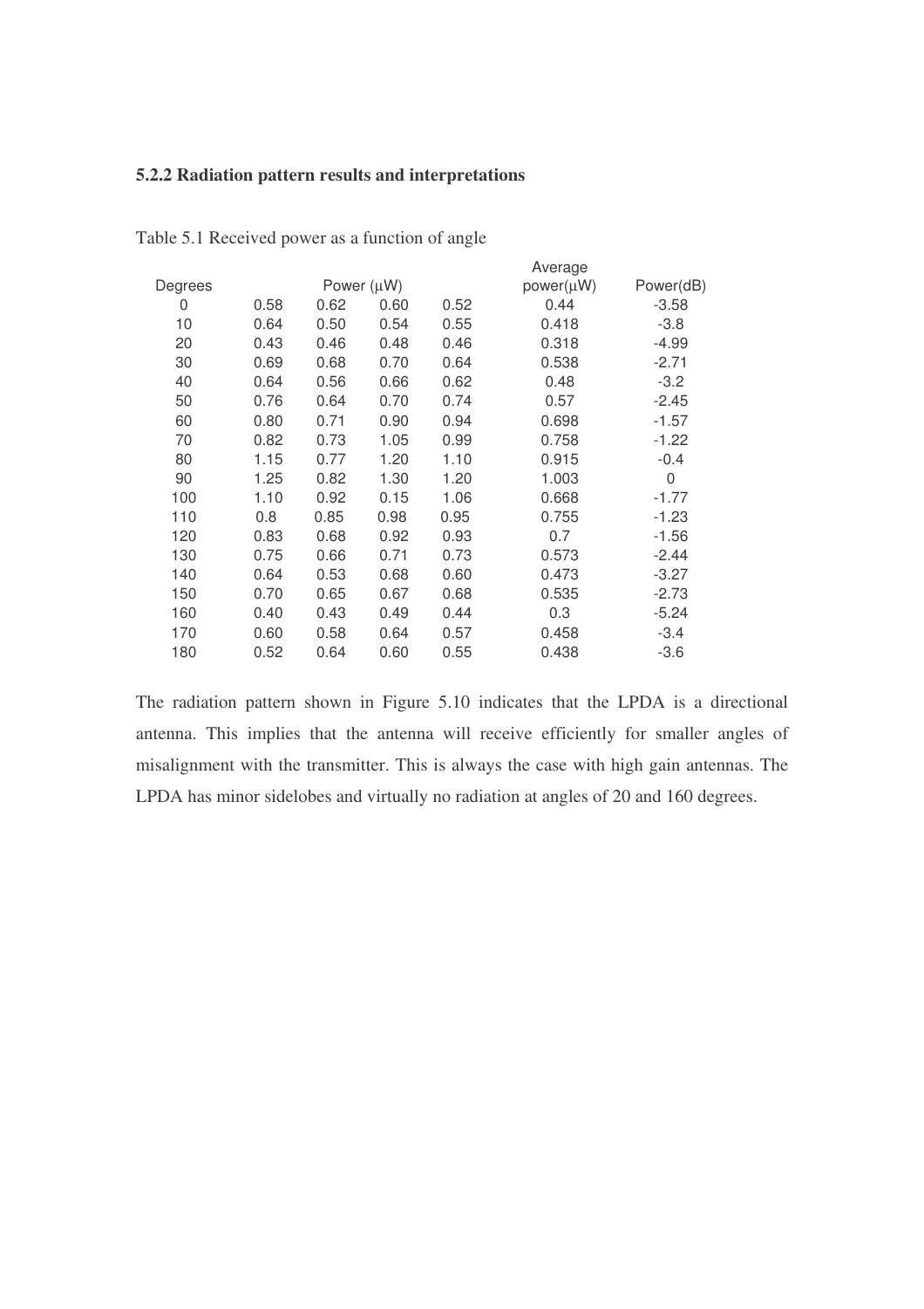### 5.2.2 Radiation pattern results and interpretations

Table 5.1 Received power as a function of angle

| Degrees | Power (μW) | | | | Average power(μW) | Power(dB) |
|---|---|---|---|---|---|---|
| 0 | 0.58 | 0.62 | 0.60 | 0.52 | 0.44 | -3.58 |
| 10 | 0.64 | 0.50 | 0.54 | 0.55 | 0.418 | -3.8 |
| 20 | 0.43 | 0.46 | 0.48 | 0.46 | 0.318 | -4.99 |
| 30 | 0.69 | 0.68 | 0.70 | 0.64 | 0.538 | -2.71 |
| 40 | 0.64 | 0.56 | 0.66 | 0.62 | 0.48 | -3.2 |
| 50 | 0.76 | 0.64 | 0.70 | 0.74 | 0.57 | -2.45 |
| 60 | 0.80 | 0.71 | 0.90 | 0.94 | 0.698 | -1.57 |
| 70 | 0.82 | 0.73 | 1.05 | 0.99 | 0.758 | -1.22 |
| 80 | 1.15 | 0.77 | 1.20 | 1.10 | 0.915 | -0.4 |
| 90 | 1.25 | 0.82 | 1.30 | 1.20 | 1.003 | 0 |
| 100 | 1.10 | 0.92 | 0.15 | 1.06 | 0.668 | -1.77 |
| 110 | 0.8 | 0.85 | 0.98 | 0.95 | 0.755 | -1.23 |
| 120 | 0.83 | 0.68 | 0.92 | 0.93 | 0.7 | -1.56 |
| 130 | 0.75 | 0.66 | 0.71 | 0.73 | 0.573 | -2.44 |
| 140 | 0.64 | 0.53 | 0.68 | 0.60 | 0.473 | -3.27 |
| 150 | 0.70 | 0.65 | 0.67 | 0.68 | 0.535 | -2.73 |
| 160 | 0.40 | 0.43 | 0.49 | 0.44 | 0.3 | -5.24 |
| 170 | 0.60 | 0.58 | 0.64 | 0.57 | 0.458 | -3.4 |
| 180 | 0.52 | 0.64 | 0.60 | 0.55 | 0.438 | -3.6 |

The radiation pattern shown in Figure 5.10 indicates that the LPDA is a directional antenna. This implies that the antenna will receive efficiently for smaller angles of misalignment with the transmitter. This is always the case with high gain antennas. The LPDA has minor sidelobes and virtually no radiation at angles of 20 and 160 degrees.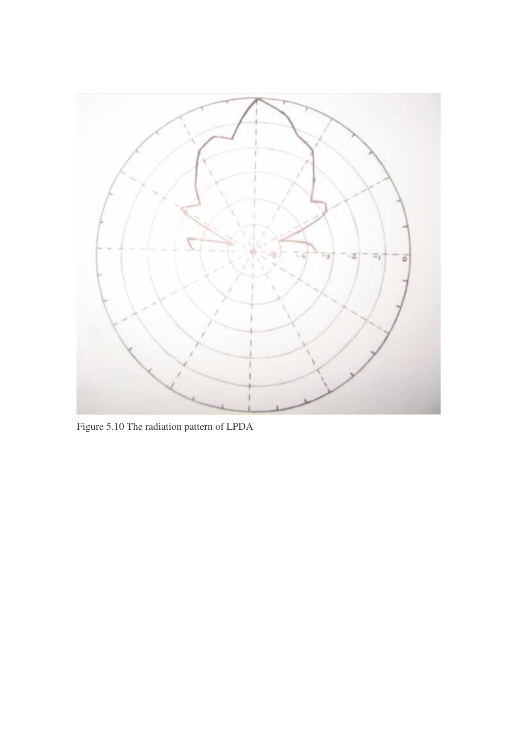Figure 5.10 The radiation pattern of LPDA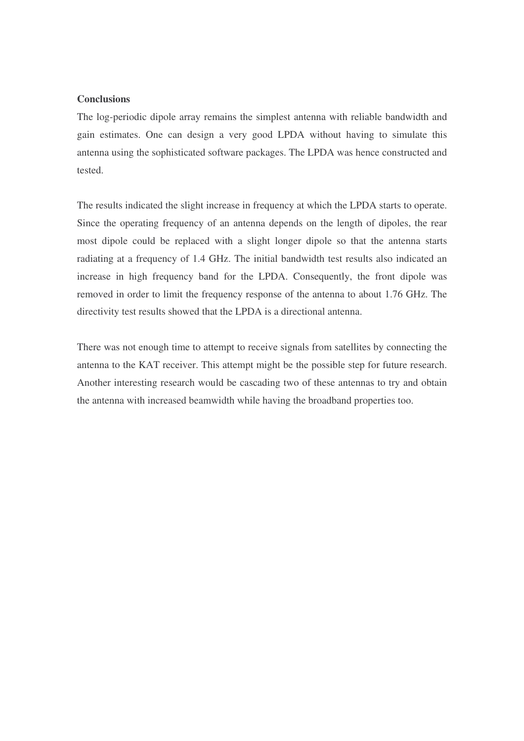**Conclusions**

The log-periodic dipole array remains the simplest antenna with reliable bandwidth and gain estimates. One can design a very good LPDA without having to simulate this antenna using the sophisticated software packages. The LPDA was hence constructed and tested.

The results indicated the slight increase in frequency at which the LPDA starts to operate. Since the operating frequency of an antenna depends on the length of dipoles, the rear most dipole could be replaced with a slight longer dipole so that the antenna starts radiating at a frequency of 1.4 GHz. The initial bandwidth test results also indicated an increase in high frequency band for the LPDA. Consequently, the front dipole was removed in order to limit the frequency response of the antenna to about 1.76 GHz. The directivity test results showed that the LPDA is a directional antenna.

There was not enough time to attempt to receive signals from satellites by connecting the antenna to the KAT receiver. This attempt might be the possible step for future research. Another interesting research would be cascading two of these antennas to try and obtain the antenna with increased beamwidth while having the broadband properties too.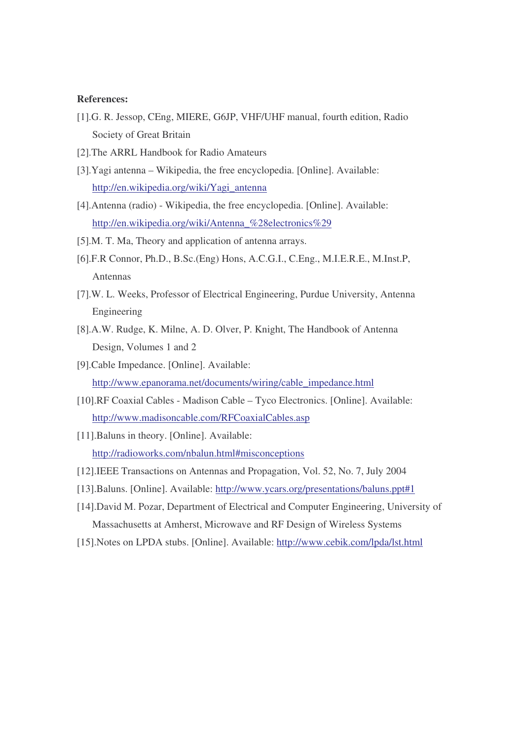**References:**

[1].G. R. Jessop, CEng, MIERE, G6JP, VHF/UHF manual, fourth edition, Radio Society of Great Britain

[2].The ARRL Handbook for Radio Amateurs

[3].Yagi antenna – Wikipedia, the free encyclopedia. [Online]. Available: http://en.wikipedia.org/wiki/Yagi_antenna

[4].Antenna (radio) - Wikipedia, the free encyclopedia. [Online]. Available: http://en.wikipedia.org/wiki/Antenna_%28electronics%29

[5].M. T. Ma, Theory and application of antenna arrays.

[6].F.R Connor, Ph.D., B.Sc.(Eng) Hons, A.C.G.I., C.Eng., M.I.E.R.E., M.Inst.P, Antennas

[7].W. L. Weeks, Professor of Electrical Engineering, Purdue University, Antenna Engineering

[8].A.W. Rudge, K. Milne, A. D. Olver, P. Knight, The Handbook of Antenna Design, Volumes 1 and 2

[9].Cable Impedance. [Online]. Available: http://www.epanorama.net/documents/wiring/cable_impedance.html

[10].RF Coaxial Cables - Madison Cable – Tyco Electronics. [Online]. Available: http://www.madisoncable.com/RFCoaxialCables.asp

[11].Baluns in theory. [Online]. Available: http://radioworks.com/nbalun.html#misconceptions

[12].IEEE Transactions on Antennas and Propagation, Vol. 52, No. 7, July 2004

[13].Baluns. [Online]. Available: http://www.ycars.org/presentations/baluns.ppt#1

[14].David M. Pozar, Department of Electrical and Computer Engineering, University of Massachusetts at Amherst, Microwave and RF Design of Wireless Systems

[15].Notes on LPDA stubs. [Online]. Available: http://www.cebik.com/lpda/lst.html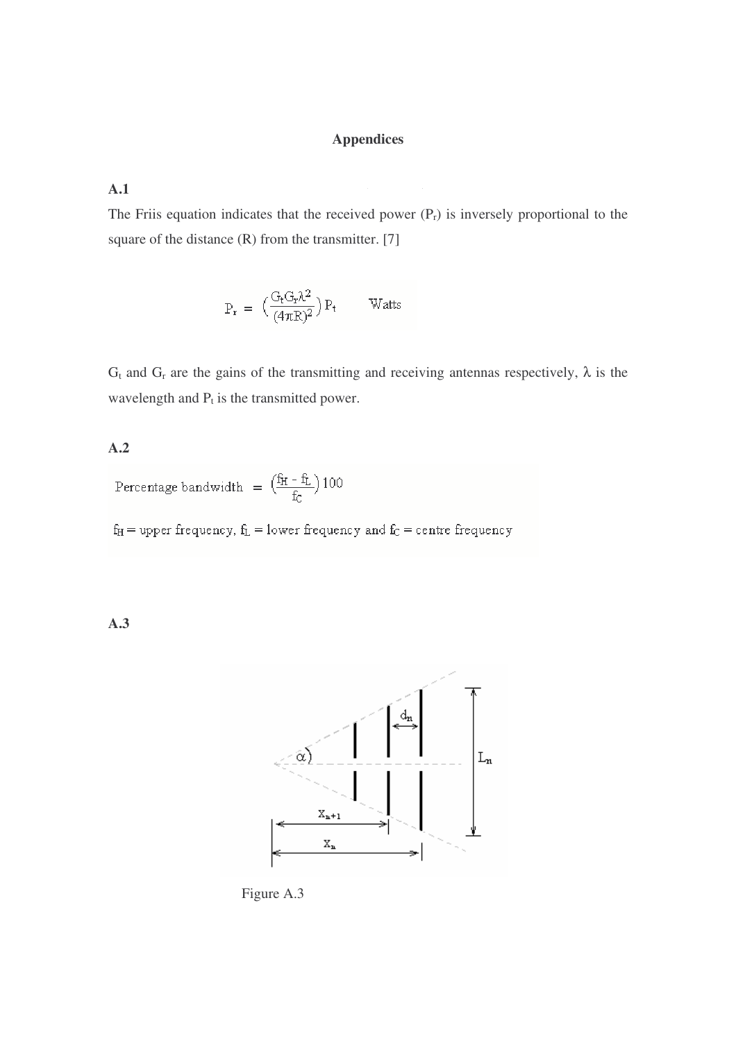# Appendices

## A.1

The Friis equation indicates that the received power ($P_r$) is inversely proportional to the square of the distance (R) from the transmitter. [7]

$$P_r = \left(\frac{G_t G_r \lambda^2}{(4\pi R)^2}\right) P_t \qquad \text{Watts}$$

$G_t$ and $G_r$ are the gains of the transmitting and receiving antennas respectively, $\lambda$ is the wavelength and $P_t$ is the transmitted power.

## A.2

$$\text{Percentage bandwidth} = \left(\frac{f_H - f_L}{f_C}\right) 100$$

$f_H$ = upper frequency, $f_L$ = lower frequency and $f_C$ = centre frequency

## A.3

Figure A.3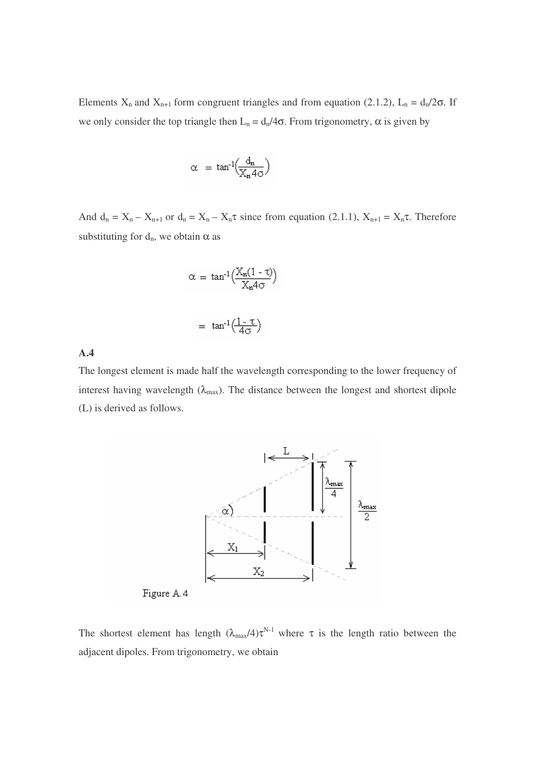Elements $X_n$ and $X_{n+1}$ form congruent triangles and from equation (2.1.2), $L_n = d_n/2\sigma$. If we only consider the top triangle then $L_n = d_n/4\sigma$. From trigonometry, $\alpha$ is given by

$$\alpha = \tan^{-1}\left(\frac{d_n}{X_n 4\sigma}\right)$$

And $d_n = X_n - X_{n+1}$ or $d_n = X_n - X_n\tau$ since from equation (2.1.1), $X_{n+1} = X_n\tau$. Therefore substituting for $d_n$, we obtain $\alpha$ as

$$\alpha = \tan^{-1}\left(\frac{X_n(1 - \tau)}{X_n 4\sigma}\right)$$

$$= \tan^{-1}\left(\frac{1 - \tau}{4\sigma}\right)$$

**A.4**

The longest element is made half the wavelength corresponding to the lower frequency of interest having wavelength ($\lambda_{max}$). The distance between the longest and shortest dipole (L) is derived as follows.

Figure A.4

The shortest element has length $(\lambda_{max}/4)\tau^{N-1}$ where $\tau$ is the length ratio between the adjacent dipoles. From trigonometry, we obtain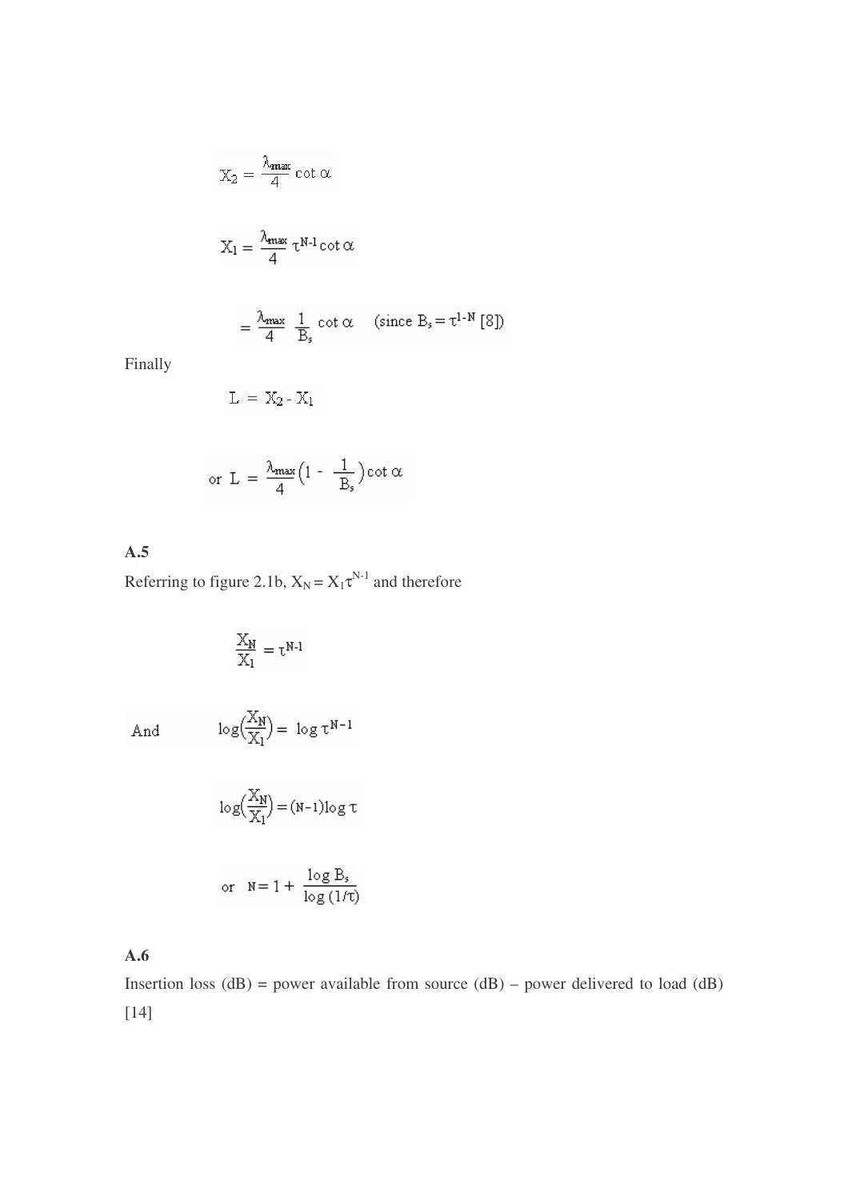$$X_2 = \frac{\lambda_{max}}{4} \cot \alpha$$

$$X_1 = \frac{\lambda_{max}}{4} \tau^{N-1} \cot \alpha$$

$$= \frac{\lambda_{max}}{4} \frac{1}{B_s} \cot \alpha \quad \text{(since } B_s = \tau^{1-N} \text{ [8])}$$

Finally

$$L = X_2 - X_1$$

$$\text{or } L = \frac{\lambda_{max}}{4}\left(1 - \frac{1}{B_s}\right) \cot \alpha$$

## A.5

Referring to figure 2.1b, $X_N = X_1 \tau^{N-1}$ and therefore

$$\frac{X_N}{X_1} = \tau^{N-1}$$

And $$\log\left(\frac{X_N}{X_1}\right) = \log \tau^{N-1}$$

$$\log\left(\frac{X_N}{X_1}\right) = (N-1) \log \tau$$

$$\text{or} \quad N = 1 + \frac{\log B_s}{\log (1/\tau)}$$

## A.6

Insertion loss (dB) = power available from source (dB) – power delivered to load (dB) [14]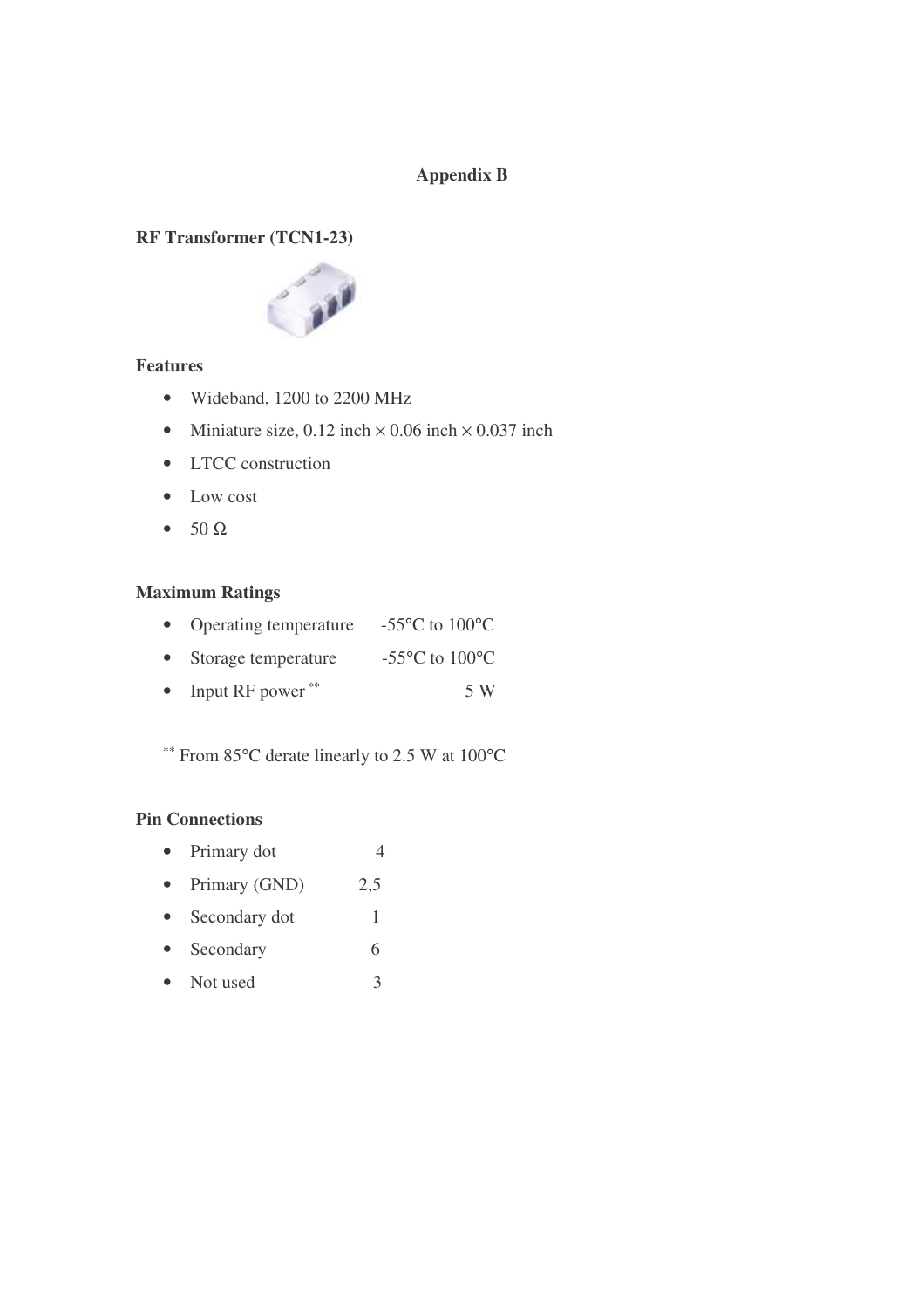# Appendix B

## RF Transformer (TCN1-23)

### Features

- Wideband, 1200 to 2200 MHz
- Miniature size, 0.12 inch × 0.06 inch × 0.037 inch
- LTCC construction
- Low cost
- 50 Ω

### Maximum Ratings

- Operating temperature -55°C to 100°C
- Storage temperature -55°C to 100°C
- Input RF power ** 5 W

** From 85°C derate linearly to 2.5 W at 100°C

### Pin Connections

- Primary dot 4
- Primary (GND) 2,5
- Secondary dot 1
- Secondary 6
- Not used 3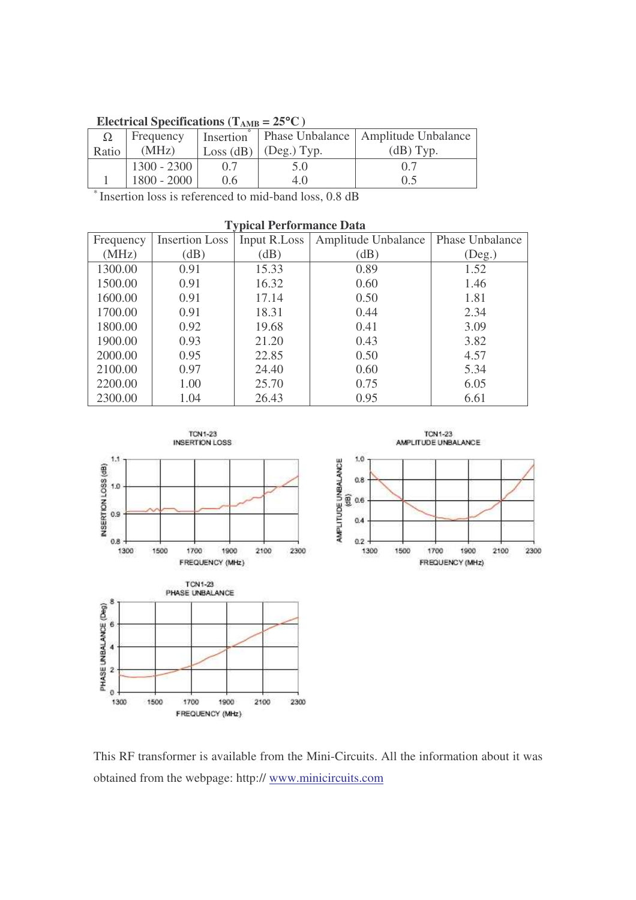**Electrical Specifications ($T_{AMB}$ = 25°C )**

| Ω Ratio | Frequency (MHz) | Insertion* Loss (dB) | Phase Unbalance (Deg.) Typ. | Amplitude Unbalance (dB) Typ. |
|---|---|---|---|---|
| 1 | 1300 - 2300 | 0.7 | 5.0 | 0.7 |
| | 1800 - 2000 | 0.6 | 4.0 | 0.5 |

* Insertion loss is referenced to mid-band loss, 0.8 dB

**Typical Performance Data**

| Frequency (MHz) | Insertion Loss (dB) | Input R.Loss (dB) | Amplitude Unbalance (dB) | Phase Unbalance (Deg.) |
|---|---|---|---|---|
| 1300.00 | 0.91 | 15.33 | 0.89 | 1.52 |
| 1500.00 | 0.91 | 16.32 | 0.60 | 1.46 |
| 1600.00 | 0.91 | 17.14 | 0.50 | 1.81 |
| 1700.00 | 0.91 | 18.31 | 0.44 | 2.34 |
| 1800.00 | 0.92 | 19.68 | 0.41 | 3.09 |
| 1900.00 | 0.93 | 21.20 | 0.43 | 3.82 |
| 2000.00 | 0.95 | 22.85 | 0.50 | 4.57 |
| 2100.00 | 0.97 | 24.40 | 0.60 | 5.34 |
| 2200.00 | 1.00 | 25.70 | 0.75 | 6.05 |
| 2300.00 | 1.04 | 26.43 | 0.95 | 6.61 |

TCN1-23
INSERTION LOSS
INSERTION LOSS (dB)
1.1
1.0
0.9
0.8
1300 1500 1700 1900 2100 2300
FREQUENCY (MHz)

TCN1-23
AMPLITUDE UNBALANCE
AMPLITUDE UNBALANCE (dB)
1.0
0.8
0.6
0.4
0.2
1300 1500 1700 1900 2100 2300
FREQUENCY (MHz)

TCN1-23
PHASE UNBALANCE
PHASE UNBALANCE (Deg)
8
6
4
2
0
1300 1500 1700 1900 2100 2300
FREQUENCY (MHz)

This RF transformer is available from the Mini-Circuits. All the information about it was obtained from the webpage: http:// www.minicircuits.com